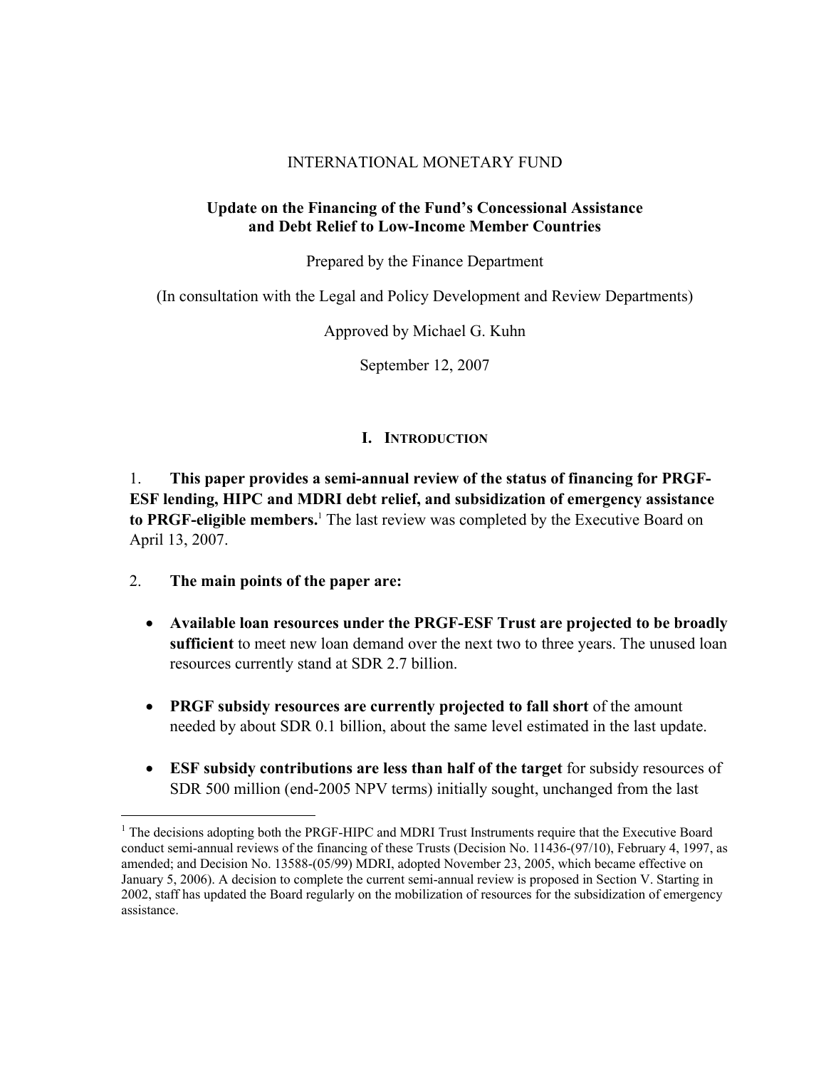INTERNATIONAL MONETARY FUND

**Update on the Financing of the Fund's Concessional Assistance and Debt Relief to Low-Income Member Countries**

Prepared by the Finance Department

(In consultation with the Legal and Policy Development and Review Departments)

Approved by Michael G. Kuhn

September 12, 2007

# I. Introduction

1. **This paper provides a semi-annual review of the status of financing for PRGF-ESF lending, HIPC and MDRI debt relief, and subsidization of emergency assistance to PRGF-eligible members.**[1] The last review was completed by the Executive Board on April 13, 2007.

2. **The main points of the paper are:**

- **Available loan resources under the PRGF-ESF Trust are projected to be broadly sufficient** to meet new loan demand over the next two to three years. The unused loan resources currently stand at SDR 2.7 billion.

- **PRGF subsidy resources are currently projected to fall short** of the amount needed by about SDR 0.1 billion, about the same level estimated in the last update.

- **ESF subsidy contributions are less than half of the target** for subsidy resources of SDR 500 million (end-2005 NPV terms) initially sought, unchanged from the last

[1] The decisions adopting both the PRGF-HIPC and MDRI Trust Instruments require that the Executive Board conduct semi-annual reviews of the financing of these Trusts (Decision No. 11436-(97/10), February 4, 1997, as amended; and Decision No. 13588-(05/99) MDRI, adopted November 23, 2005, which became effective on January 5, 2006). A decision to complete the current semi-annual review is proposed in Section V. Starting in 2002, staff has updated the Board regularly on the mobilization of resources for the subsidization of emergency assistance.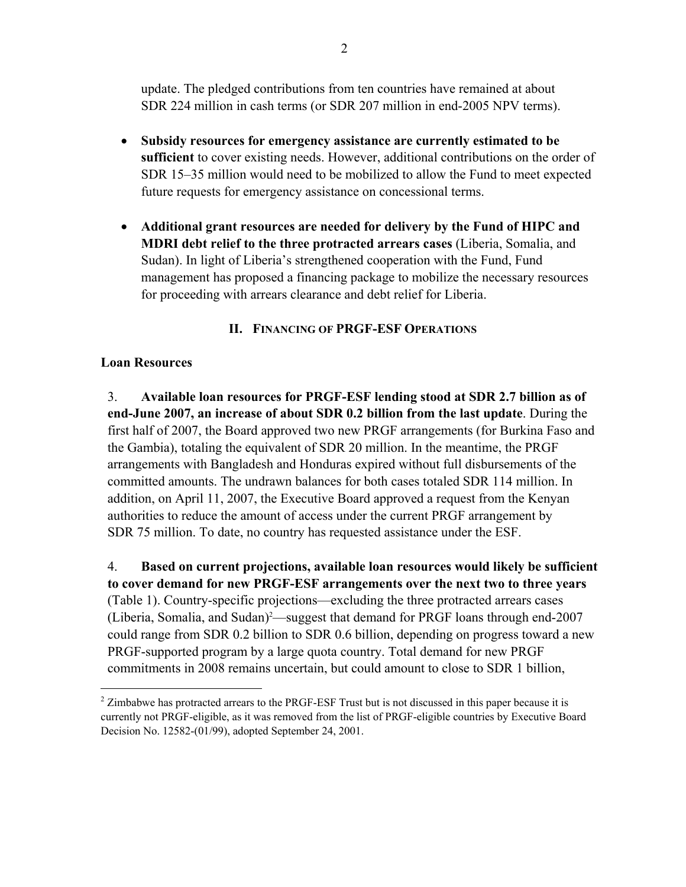update. The pledged contributions from ten countries have remained at about SDR 224 million in cash terms (or SDR 207 million in end-2005 NPV terms).

- **Subsidy resources for emergency assistance are currently estimated to be sufficient** to cover existing needs. However, additional contributions on the order of SDR 15–35 million would need to be mobilized to allow the Fund to meet expected future requests for emergency assistance on concessional terms.

- **Additional grant resources are needed for delivery by the Fund of HIPC and MDRI debt relief to the three protracted arrears cases** (Liberia, Somalia, and Sudan). In light of Liberia's strengthened cooperation with the Fund, Fund management has proposed a financing package to mobilize the necessary resources for proceeding with arrears clearance and debt relief for Liberia.

## II. Financing of PRGF-ESF Operations

### Loan Resources

3. **Available loan resources for PRGF-ESF lending stood at SDR 2.7 billion as of end-June 2007, an increase of about SDR 0.2 billion from the last update**. During the first half of 2007, the Board approved two new PRGF arrangements (for Burkina Faso and the Gambia), totaling the equivalent of SDR 20 million. In the meantime, the PRGF arrangements with Bangladesh and Honduras expired without full disbursements of the committed amounts. The undrawn balances for both cases totaled SDR 114 million. In addition, on April 11, 2007, the Executive Board approved a request from the Kenyan authorities to reduce the amount of access under the current PRGF arrangement by SDR 75 million. To date, no country has requested assistance under the ESF.

4. **Based on current projections, available loan resources would likely be sufficient to cover demand for new PRGF-ESF arrangements over the next two to three years** (Table 1). Country-specific projections—excluding the three protracted arrears cases (Liberia, Somalia, and Sudan)[2]—suggest that demand for PRGF loans through end-2007 could range from SDR 0.2 billion to SDR 0.6 billion, depending on progress toward a new PRGF-supported program by a large quota country. Total demand for new PRGF commitments in 2008 remains uncertain, but could amount to close to SDR 1 billion,

[2] Zimbabwe has protracted arrears to the PRGF-ESF Trust but is not discussed in this paper because it is currently not PRGF-eligible, as it was removed from the list of PRGF-eligible countries by Executive Board Decision No. 12582-(01/99), adopted September 24, 2001.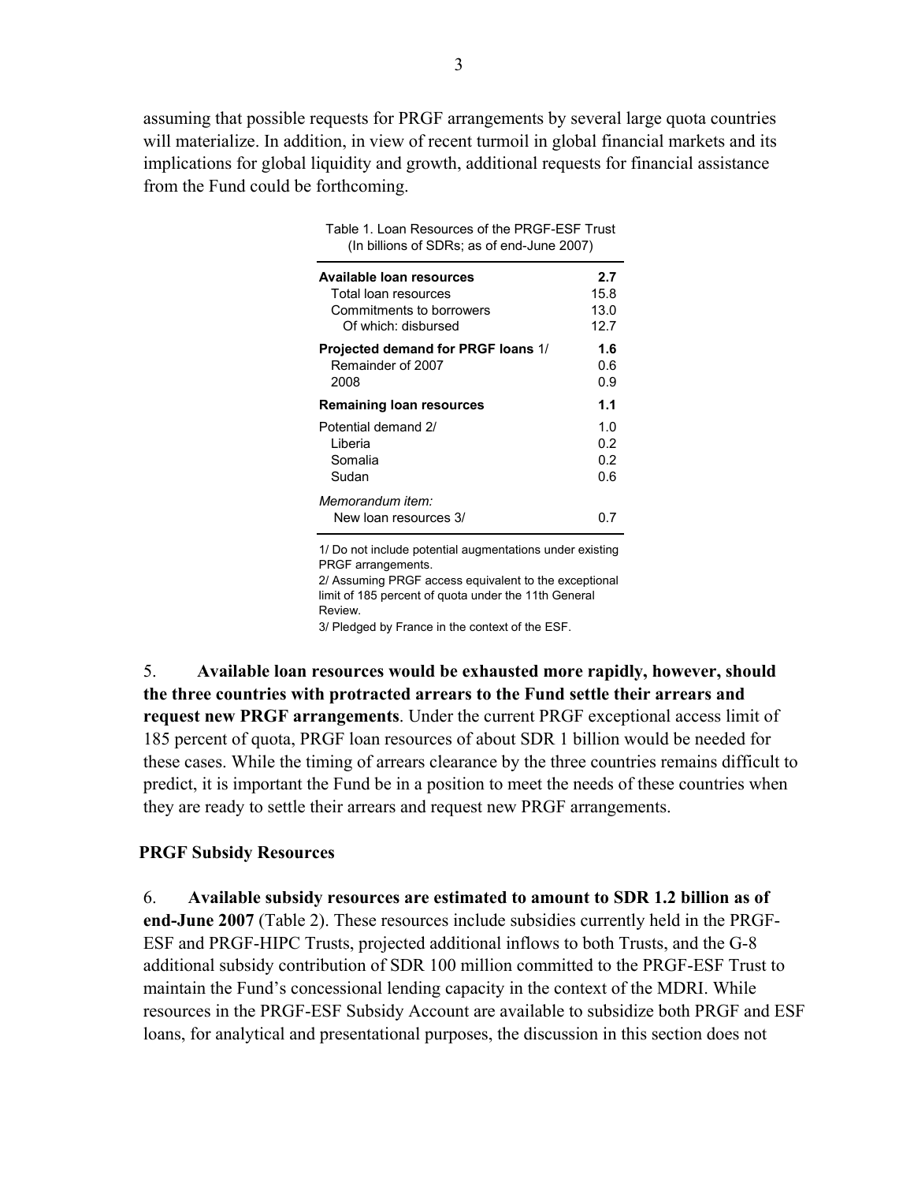assuming that possible requests for PRGF arrangements by several large quota countries will materialize. In addition, in view of recent turmoil in global financial markets and its implications for global liquidity and growth, additional requests for financial assistance from the Fund could be forthcoming.

Table 1. Loan Resources of the PRGF-ESF Trust
(In billions of SDRs; as of end-June 2007)

| | |
|---|---|
| **Available loan resources** | **2.7** |
| Total loan resources | 15.8 |
| Commitments to borrowers | 13.0 |
| Of which: disbursed | 12.7 |
| **Projected demand for PRGF loans** 1/ | **1.6** |
| Remainder of 2007 | 0.6 |
| 2008 | 0.9 |
| **Remaining loan resources** | **1.1** |
| Potential demand 2/ | 1.0 |
| Liberia | 0.2 |
| Somalia | 0.2 |
| Sudan | 0.6 |
| *Memorandum item:* | |
| New loan resources 3/ | 0.7 |

1/ Do not include potential augmentations under existing PRGF arrangements.
2/ Assuming PRGF access equivalent to the exceptional limit of 185 percent of quota under the 11th General Review.
3/ Pledged by France in the context of the ESF.

5. **Available loan resources would be exhausted more rapidly, however, should the three countries with protracted arrears to the Fund settle their arrears and request new PRGF arrangements**. Under the current PRGF exceptional access limit of 185 percent of quota, PRGF loan resources of about SDR 1 billion would be needed for these cases. While the timing of arrears clearance by the three countries remains difficult to predict, it is important the Fund be in a position to meet the needs of these countries when they are ready to settle their arrears and request new PRGF arrangements.

### PRGF Subsidy Resources

6. **Available subsidy resources are estimated to amount to SDR 1.2 billion as of end-June 2007** (Table 2). These resources include subsidies currently held in the PRGF-ESF and PRGF-HIPC Trusts, projected additional inflows to both Trusts, and the G-8 additional subsidy contribution of SDR 100 million committed to the PRGF-ESF Trust to maintain the Fund's concessional lending capacity in the context of the MDRI. While resources in the PRGF-ESF Subsidy Account are available to subsidize both PRGF and ESF loans, for analytical and presentational purposes, the discussion in this section does not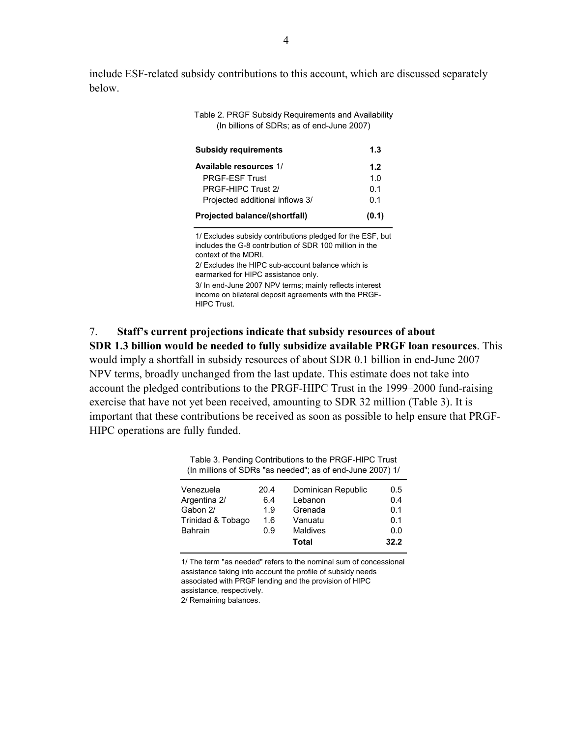include ESF-related subsidy contributions to this account, which are discussed separately below.

Table 2. PRGF Subsidy Requirements and Availability
(In billions of SDRs; as of end-June 2007)

| | |
|---|---|
| **Subsidy requirements** | **1.3** |
| **Available resources** 1/ | **1.2** |
| PRGF-ESF Trust | 1.0 |
| PRGF-HIPC Trust 2/ | 0.1 |
| Projected additional inflows 3/ | 0.1 |
| **Projected balance/(shortfall)** | **(0.1)** |

1/ Excludes subsidy contributions pledged for the ESF, but includes the G-8 contribution of SDR 100 million in the context of the MDRI.
2/ Excludes the HIPC sub-account balance which is earmarked for HIPC assistance only.
3/ In end-June 2007 NPV terms; mainly reflects interest income on bilateral deposit agreements with the PRGF-HIPC Trust.

7. **Staff's current projections indicate that subsidy resources of about SDR 1.3 billion would be needed to fully subsidize available PRGF loan resources**. This would imply a shortfall in subsidy resources of about SDR 0.1 billion in end-June 2007 NPV terms, broadly unchanged from the last update. This estimate does not take into account the pledged contributions to the PRGF-HIPC Trust in the 1999–2000 fund-raising exercise that have not yet been received, amounting to SDR 32 million (Table 3). It is important that these contributions be received as soon as possible to help ensure that PRGF-HIPC operations are fully funded.

Table 3. Pending Contributions to the PRGF-HIPC Trust
(In millions of SDRs "as needed"; as of end-June 2007) 1/

| | | | |
|---|---|---|---|
| Venezuela | 20.4 | Dominican Republic | 0.5 |
| Argentina 2/ | 6.4 | Lebanon | 0.4 |
| Gabon 2/ | 1.9 | Grenada | 0.1 |
| Trinidad & Tobago | 1.6 | Vanuatu | 0.1 |
| Bahrain | 0.9 | Maldives | 0.0 |
| | | **Total** | **32.2** |

1/ The term "as needed" refers to the nominal sum of concessional assistance taking into account the profile of subsidy needs associated with PRGF lending and the provision of HIPC assistance, respectively.
2/ Remaining balances.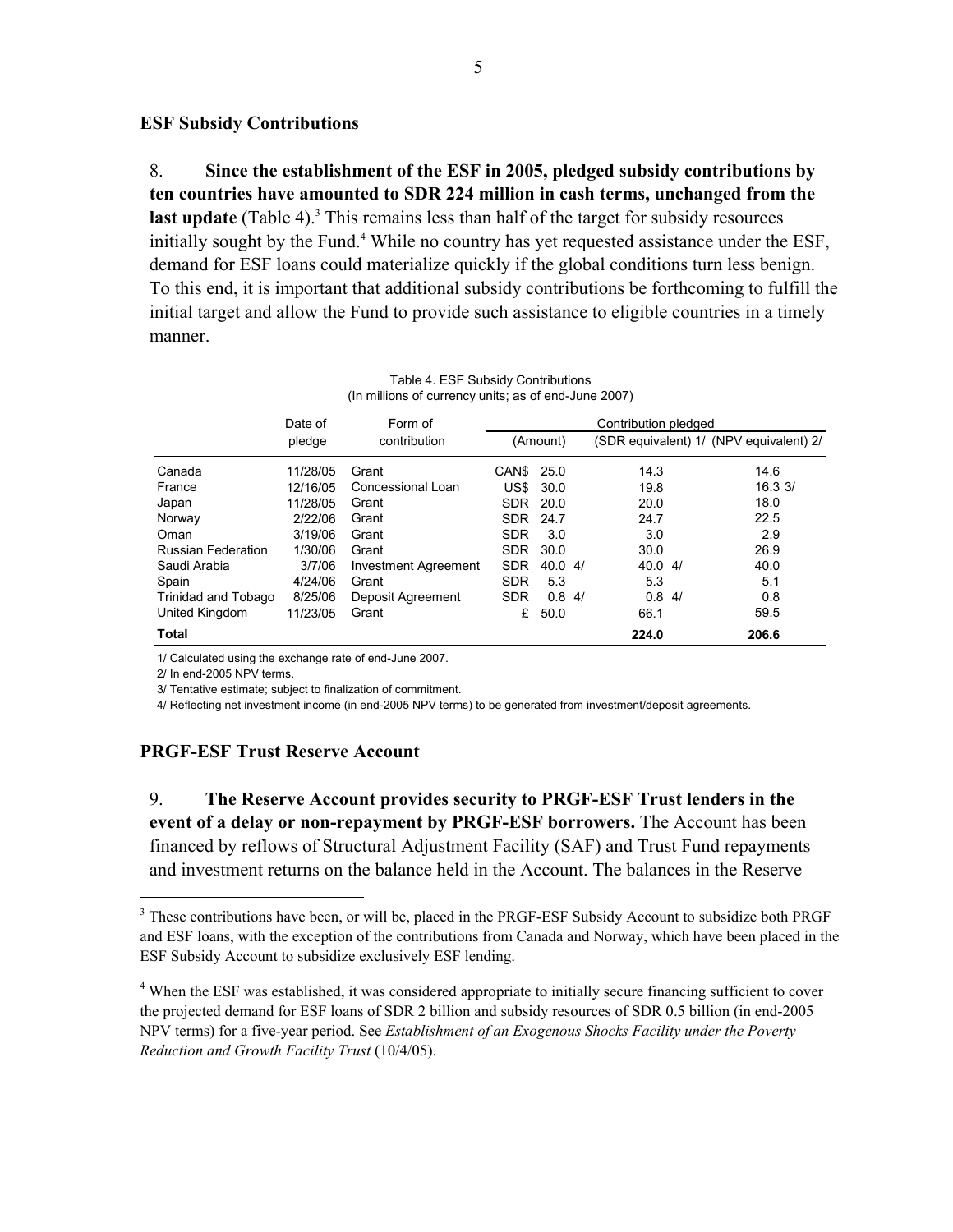## ESF Subsidy Contributions

8. **Since the establishment of the ESF in 2005, pledged subsidy contributions by ten countries have amounted to SDR 224 million in cash terms, unchanged from the last update** (Table 4).[3] This remains less than half of the target for subsidy resources initially sought by the Fund.[4] While no country has yet requested assistance under the ESF, demand for ESF loans could materialize quickly if the global conditions turn less benign. To this end, it is important that additional subsidy contributions be forthcoming to fulfill the initial target and allow the Fund to provide such assistance to eligible countries in a timely manner.

Table 4. ESF Subsidy Contributions
(In millions of currency units; as of end-June 2007)

| | Date of pledge | Form of contribution | Contribution pledged | | | |
|---|---|---|---|---|---|---|
| | | | (Amount) | | (SDR equivalent) 1/ | (NPV equivalent) 2/ |
| Canada | 11/28/05 | Grant | CAN$ | 25.0 | 14.3 | 14.6 |
| France | 12/16/05 | Concessional Loan | US$ | 30.0 | 19.8 | 16.3 3/ |
| Japan | 11/28/05 | Grant | SDR | 20.0 | 20.0 | 18.0 |
| Norway | 2/22/06 | Grant | SDR | 24.7 | 24.7 | 22.5 |
| Oman | 3/19/06 | Grant | SDR | 3.0 | 3.0 | 2.9 |
| Russian Federation | 1/30/06 | Grant | SDR | 30.0 | 30.0 | 26.9 |
| Saudi Arabia | 3/7/06 | Investment Agreement | SDR | 40.0 4/ | 40.0 4/ | 40.0 |
| Spain | 4/24/06 | Grant | SDR | 5.3 | 5.3 | 5.1 |
| Trinidad and Tobago | 8/25/06 | Deposit Agreement | SDR | 0.8 4/ | 0.8 4/ | 0.8 |
| United Kingdom | 11/23/05 | Grant | £ | 50.0 | 66.1 | 59.5 |
| **Total** | | | | | **224.0** | **206.6** |

1/ Calculated using the exchange rate of end-June 2007.
2/ In end-2005 NPV terms.
3/ Tentative estimate; subject to finalization of commitment.
4/ Reflecting net investment income (in end-2005 NPV terms) to be generated from investment/deposit agreements.

## PRGF-ESF Trust Reserve Account

9. **The Reserve Account provides security to PRGF-ESF Trust lenders in the event of a delay or non-repayment by PRGF-ESF borrowers.** The Account has been financed by reflows of Structural Adjustment Facility (SAF) and Trust Fund repayments and investment returns on the balance held in the Account. The balances in the Reserve

---

[3] These contributions have been, or will be, placed in the PRGF-ESF Subsidy Account to subsidize both PRGF and ESF loans, with the exception of the contributions from Canada and Norway, which have been placed in the ESF Subsidy Account to subsidize exclusively ESF lending.

[4] When the ESF was established, it was considered appropriate to initially secure financing sufficient to cover the projected demand for ESF loans of SDR 2 billion and subsidy resources of SDR 0.5 billion (in end-2005 NPV terms) for a five-year period. See *Establishment of an Exogenous Shocks Facility under the Poverty Reduction and Growth Facility Trust* (10/4/05).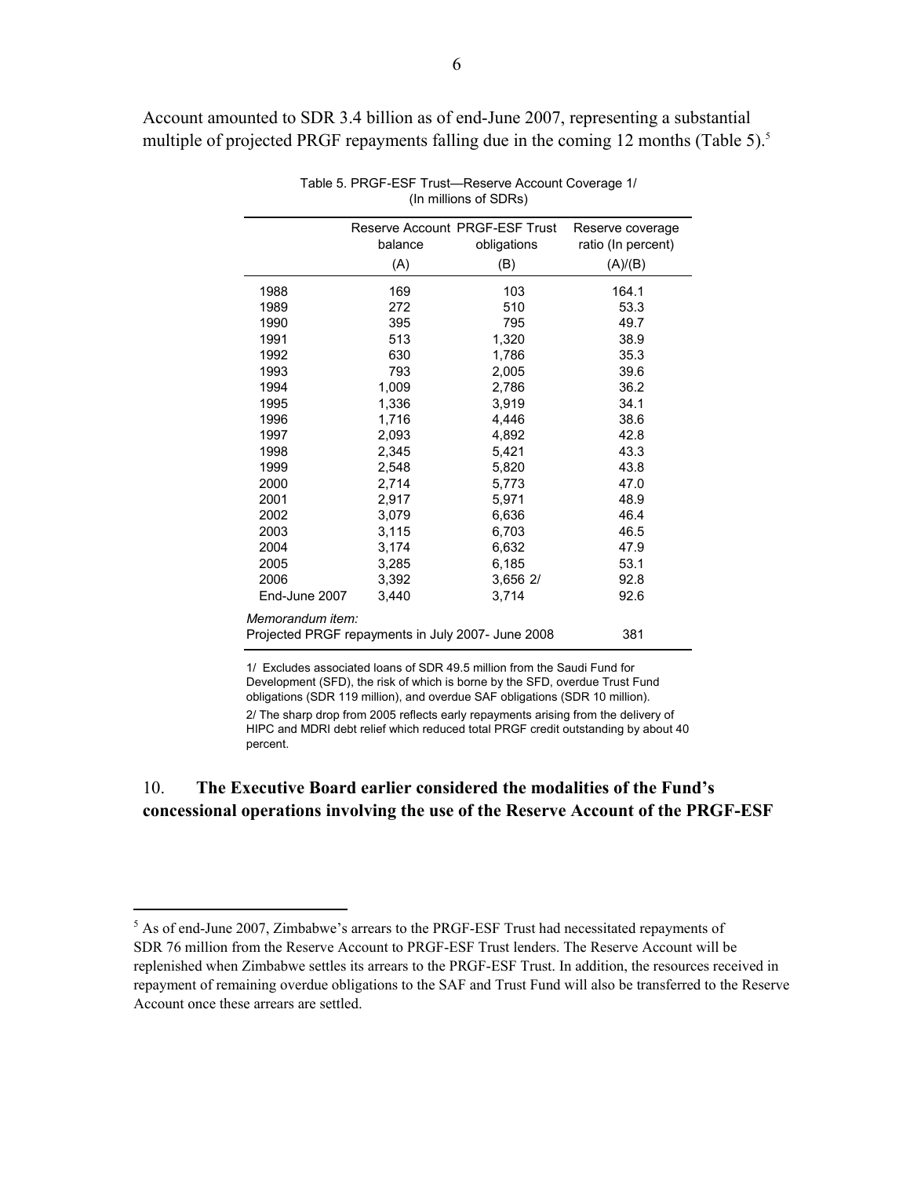Account amounted to SDR 3.4 billion as of end-June 2007, representing a substantial multiple of projected PRGF repayments falling due in the coming 12 months (Table 5).[5]

Table 5. PRGF-ESF Trust—Reserve Account Coverage 1/
(In millions of SDRs)

| | Reserve Account balance (A) | PRGF-ESF Trust obligations (B) | Reserve coverage ratio (In percent) (A)/(B) |
|---|---|---|---|
| 1988 | 169 | 103 | 164.1 |
| 1989 | 272 | 510 | 53.3 |
| 1990 | 395 | 795 | 49.7 |
| 1991 | 513 | 1,320 | 38.9 |
| 1992 | 630 | 1,786 | 35.3 |
| 1993 | 793 | 2,005 | 39.6 |
| 1994 | 1,009 | 2,786 | 36.2 |
| 1995 | 1,336 | 3,919 | 34.1 |
| 1996 | 1,716 | 4,446 | 38.6 |
| 1997 | 2,093 | 4,892 | 42.8 |
| 1998 | 2,345 | 5,421 | 43.3 |
| 1999 | 2,548 | 5,820 | 43.8 |
| 2000 | 2,714 | 5,773 | 47.0 |
| 2001 | 2,917 | 5,971 | 48.9 |
| 2002 | 3,079 | 6,636 | 46.4 |
| 2003 | 3,115 | 6,703 | 46.5 |
| 2004 | 3,174 | 6,632 | 47.9 |
| 2005 | 3,285 | 6,185 | 53.1 |
| 2006 | 3,392 | 3,656 2/ | 92.8 |
| End-June 2007 | 3,440 | 3,714 | 92.6 |
| *Memorandum item:* | | | |
| Projected PRGF repayments in July 2007- June 2008 | | | 381 |

1/ Excludes associated loans of SDR 49.5 million from the Saudi Fund for Development (SFD), the risk of which is borne by the SFD, overdue Trust Fund obligations (SDR 119 million), and overdue SAF obligations (SDR 10 million).

2/ The sharp drop from 2005 reflects early repayments arising from the delivery of HIPC and MDRI debt relief which reduced total PRGF credit outstanding by about 40 percent.

10. **The Executive Board earlier considered the modalities of the Fund's concessional operations involving the use of the Reserve Account of the PRGF-ESF**

[5] As of end-June 2007, Zimbabwe's arrears to the PRGF-ESF Trust had necessitated repayments of SDR 76 million from the Reserve Account to PRGF-ESF Trust lenders. The Reserve Account will be replenished when Zimbabwe settles its arrears to the PRGF-ESF Trust. In addition, the resources received in repayment of remaining overdue obligations to the SAF and Trust Fund will also be transferred to the Reserve Account once these arrears are settled.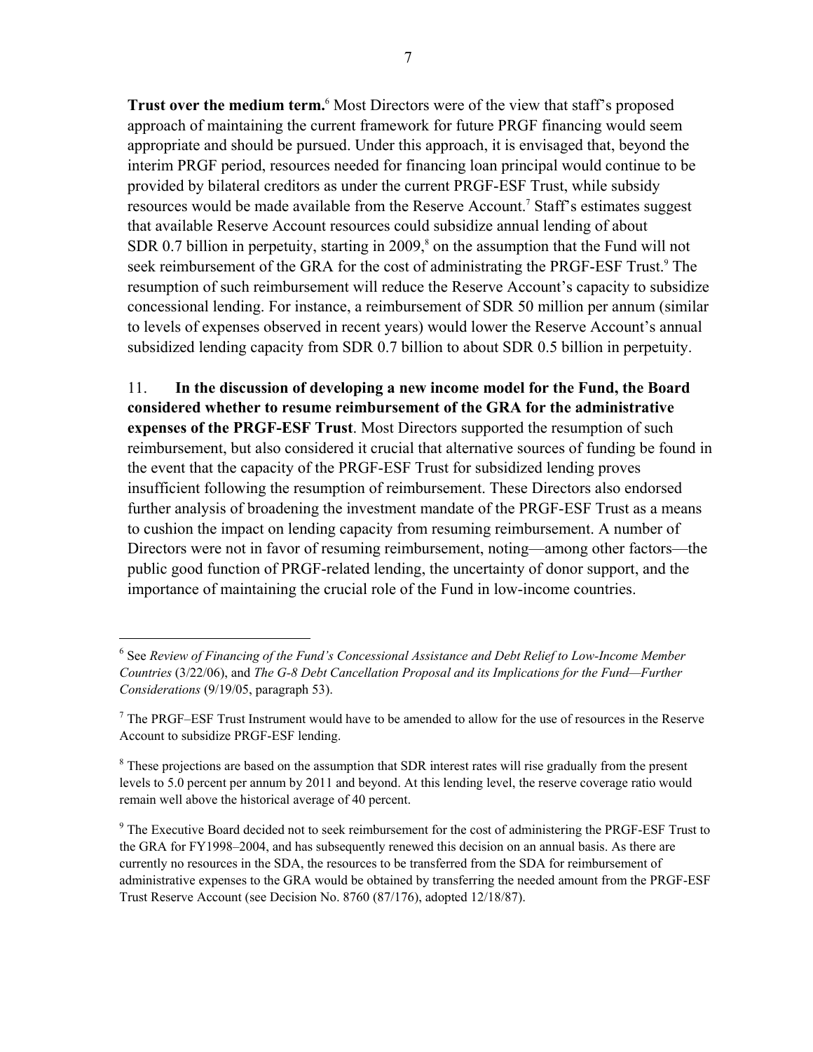**Trust over the medium term.**[6] Most Directors were of the view that staff's proposed approach of maintaining the current framework for future PRGF financing would seem appropriate and should be pursued. Under this approach, it is envisaged that, beyond the interim PRGF period, resources needed for financing loan principal would continue to be provided by bilateral creditors as under the current PRGF-ESF Trust, while subsidy resources would be made available from the Reserve Account.[7] Staff's estimates suggest that available Reserve Account resources could subsidize annual lending of about SDR 0.7 billion in perpetuity, starting in 2009,[8] on the assumption that the Fund will not seek reimbursement of the GRA for the cost of administrating the PRGF-ESF Trust.[9] The resumption of such reimbursement will reduce the Reserve Account's capacity to subsidize concessional lending. For instance, a reimbursement of SDR 50 million per annum (similar to levels of expenses observed in recent years) would lower the Reserve Account's annual subsidized lending capacity from SDR 0.7 billion to about SDR 0.5 billion in perpetuity.

11. **In the discussion of developing a new income model for the Fund, the Board considered whether to resume reimbursement of the GRA for the administrative expenses of the PRGF-ESF Trust**. Most Directors supported the resumption of such reimbursement, but also considered it crucial that alternative sources of funding be found in the event that the capacity of the PRGF-ESF Trust for subsidized lending proves insufficient following the resumption of reimbursement. These Directors also endorsed further analysis of broadening the investment mandate of the PRGF-ESF Trust as a means to cushion the impact on lending capacity from resuming reimbursement. A number of Directors were not in favor of resuming reimbursement, noting—among other factors—the public good function of PRGF-related lending, the uncertainty of donor support, and the importance of maintaining the crucial role of the Fund in low-income countries.

---

[6] See *Review of Financing of the Fund's Concessional Assistance and Debt Relief to Low-Income Member Countries* (3/22/06), and *The G-8 Debt Cancellation Proposal and its Implications for the Fund—Further Considerations* (9/19/05, paragraph 53).

[7] The PRGF–ESF Trust Instrument would have to be amended to allow for the use of resources in the Reserve Account to subsidize PRGF-ESF lending.

[8] These projections are based on the assumption that SDR interest rates will rise gradually from the present levels to 5.0 percent per annum by 2011 and beyond. At this lending level, the reserve coverage ratio would remain well above the historical average of 40 percent.

[9] The Executive Board decided not to seek reimbursement for the cost of administering the PRGF-ESF Trust to the GRA for FY1998–2004, and has subsequently renewed this decision on an annual basis. As there are currently no resources in the SDA, the resources to be transferred from the SDA for reimbursement of administrative expenses to the GRA would be obtained by transferring the needed amount from the PRGF-ESF Trust Reserve Account (see Decision No. 8760 (87/176), adopted 12/18/87).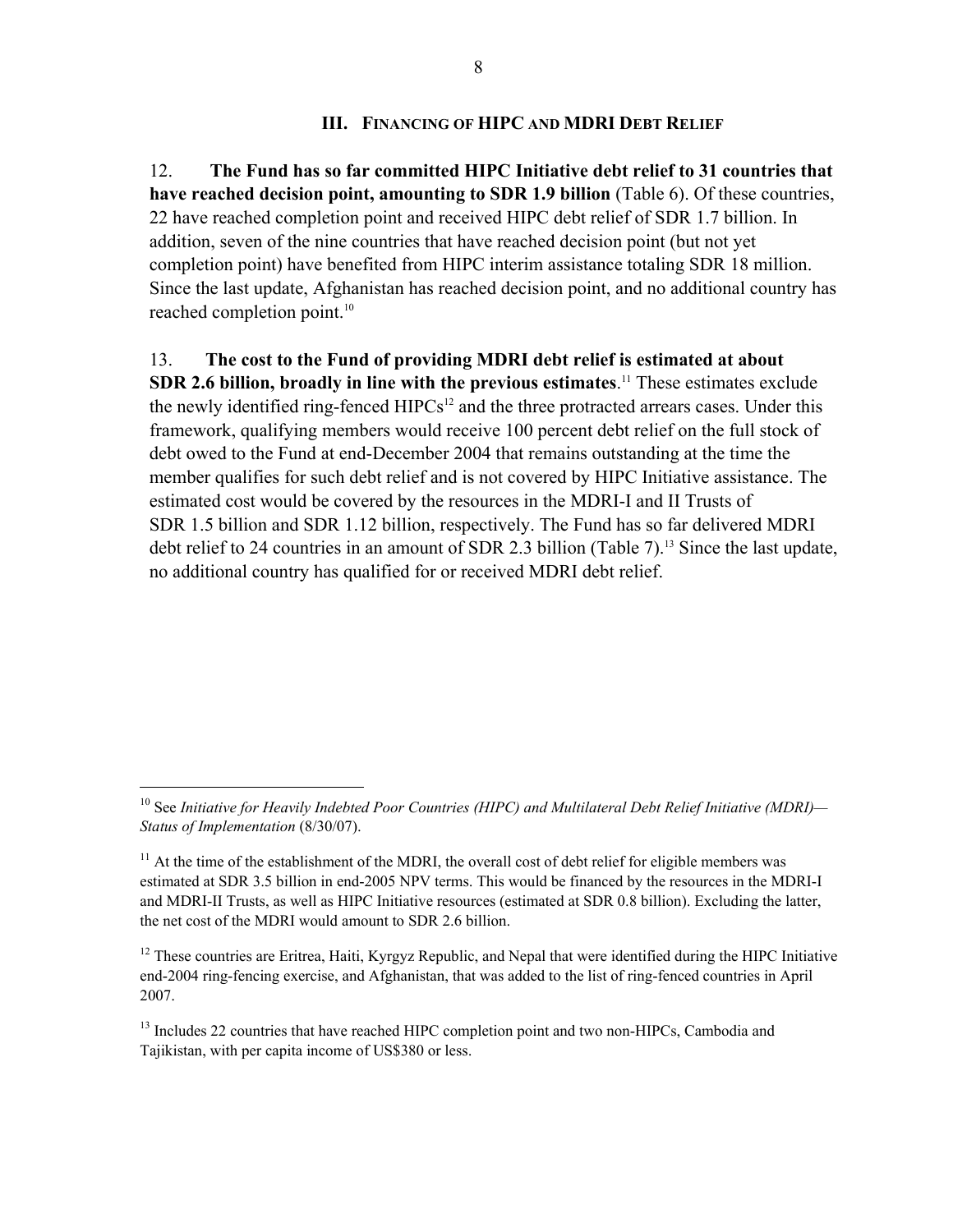## III. FINANCING OF HIPC AND MDRI DEBT RELIEF

12. **The Fund has so far committed HIPC Initiative debt relief to 31 countries that have reached decision point, amounting to SDR 1.9 billion** (Table 6). Of these countries, 22 have reached completion point and received HIPC debt relief of SDR 1.7 billion. In addition, seven of the nine countries that have reached decision point (but not yet completion point) have benefited from HIPC interim assistance totaling SDR 18 million. Since the last update, Afghanistan has reached decision point, and no additional country has reached completion point.[10]

13. **The cost to the Fund of providing MDRI debt relief is estimated at about SDR 2.6 billion, broadly in line with the previous estimates**.[11] These estimates exclude the newly identified ring-fenced HIPCs[12] and the three protracted arrears cases. Under this framework, qualifying members would receive 100 percent debt relief on the full stock of debt owed to the Fund at end-December 2004 that remains outstanding at the time the member qualifies for such debt relief and is not covered by HIPC Initiative assistance. The estimated cost would be covered by the resources in the MDRI-I and II Trusts of SDR 1.5 billion and SDR 1.12 billion, respectively. The Fund has so far delivered MDRI debt relief to 24 countries in an amount of SDR 2.3 billion (Table 7).[13] Since the last update, no additional country has qualified for or received MDRI debt relief.

---

[10] See *Initiative for Heavily Indebted Poor Countries (HIPC) and Multilateral Debt Relief Initiative (MDRI)—Status of Implementation* (8/30/07).

[11] At the time of the establishment of the MDRI, the overall cost of debt relief for eligible members was estimated at SDR 3.5 billion in end-2005 NPV terms. This would be financed by the resources in the MDRI-I and MDRI-II Trusts, as well as HIPC Initiative resources (estimated at SDR 0.8 billion). Excluding the latter, the net cost of the MDRI would amount to SDR 2.6 billion.

[12] These countries are Eritrea, Haiti, Kyrgyz Republic, and Nepal that were identified during the HIPC Initiative end-2004 ring-fencing exercise, and Afghanistan, that was added to the list of ring-fenced countries in April 2007.

[13] Includes 22 countries that have reached HIPC completion point and two non-HIPCs, Cambodia and Tajikistan, with per capita income of US$380 or less.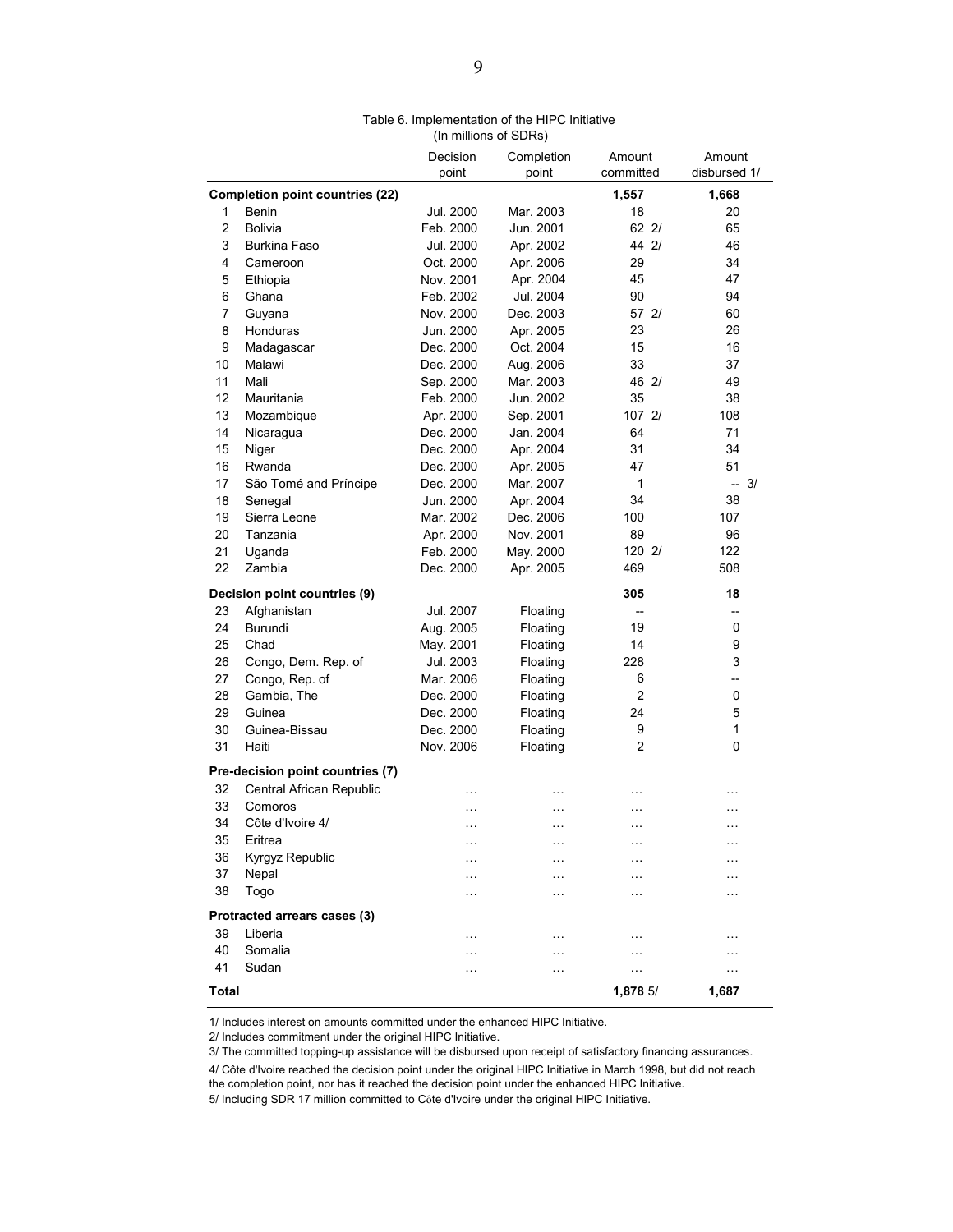Table 6. Implementation of the HIPC Initiative
(In millions of SDRs)

| | | Decision point | Completion point | Amount committed | Amount disbursed 1/ |
|---|---|---|---|---|---|
| **Completion point countries (22)** | | | | **1,557** | **1,668** |
| 1 | Benin | Jul. 2000 | Mar. 2003 | 18 | 20 |
| 2 | Bolivia | Feb. 2000 | Jun. 2001 | 62 2/ | 65 |
| 3 | Burkina Faso | Jul. 2000 | Apr. 2002 | 44 2/ | 46 |
| 4 | Cameroon | Oct. 2000 | Apr. 2006 | 29 | 34 |
| 5 | Ethiopia | Nov. 2001 | Apr. 2004 | 45 | 47 |
| 6 | Ghana | Feb. 2002 | Jul. 2004 | 90 | 94 |
| 7 | Guyana | Nov. 2000 | Dec. 2003 | 57 2/ | 60 |
| 8 | Honduras | Jun. 2000 | Apr. 2005 | 23 | 26 |
| 9 | Madagascar | Dec. 2000 | Oct. 2004 | 15 | 16 |
| 10 | Malawi | Dec. 2000 | Aug. 2006 | 33 | 37 |
| 11 | Mali | Sep. 2000 | Mar. 2003 | 46 2/ | 49 |
| 12 | Mauritania | Feb. 2000 | Jun. 2002 | 35 | 38 |
| 13 | Mozambique | Apr. 2000 | Sep. 2001 | 107 2/ | 108 |
| 14 | Nicaragua | Dec. 2000 | Jan. 2004 | 64 | 71 |
| 15 | Niger | Dec. 2000 | Apr. 2004 | 31 | 34 |
| 16 | Rwanda | Dec. 2000 | Apr. 2005 | 47 | 51 |
| 17 | São Tomé and Príncipe | Dec. 2000 | Mar. 2007 | 1 | -- 3/ |
| 18 | Senegal | Jun. 2000 | Apr. 2004 | 34 | 38 |
| 19 | Sierra Leone | Mar. 2002 | Dec. 2006 | 100 | 107 |
| 20 | Tanzania | Apr. 2000 | Nov. 2001 | 89 | 96 |
| 21 | Uganda | Feb. 2000 | May. 2000 | 120 2/ | 122 |
| 22 | Zambia | Dec. 2000 | Apr. 2005 | 469 | 508 |
| **Decision point countries (9)** | | | | **305** | **18** |
| 23 | Afghanistan | Jul. 2007 | Floating | -- | -- |
| 24 | Burundi | Aug. 2005 | Floating | 19 | 0 |
| 25 | Chad | May. 2001 | Floating | 14 | 9 |
| 26 | Congo, Dem. Rep. of | Jul. 2003 | Floating | 228 | 3 |
| 27 | Congo, Rep. of | Mar. 2006 | Floating | 6 | -- |
| 28 | Gambia, The | Dec. 2000 | Floating | 2 | 0 |
| 29 | Guinea | Dec. 2000 | Floating | 24 | 5 |
| 30 | Guinea-Bissau | Dec. 2000 | Floating | 9 | 1 |
| 31 | Haiti | Nov. 2006 | Floating | 2 | 0 |
| **Pre-decision point countries (7)** | | | | | |
| 32 | Central African Republic | … | … | … | … |
| 33 | Comoros | … | … | … | … |
| 34 | Côte d'Ivoire 4/ | … | … | … | … |
| 35 | Eritrea | … | … | … | … |
| 36 | Kyrgyz Republic | … | … | … | … |
| 37 | Nepal | … | … | … | … |
| 38 | Togo | … | … | … | … |
| **Protracted arrears cases (3)** | | | | | |
| 39 | Liberia | … | … | … | … |
| 40 | Somalia | … | … | … | … |
| 41 | Sudan | … | … | … | … |
| **Total** | | | | **1,878** 5/ | **1,687** |

1/ Includes interest on amounts committed under the enhanced HIPC Initiative.

2/ Includes commitment under the original HIPC Initiative.

3/ The committed topping-up assistance will be disbursed upon receipt of satisfactory financing assurances.

4/ Côte d'Ivoire reached the decision point under the original HIPC Initiative in March 1998, but did not reach the completion point, nor has it reached the decision point under the enhanced HIPC Initiative.

5/ Including SDR 17 million committed to Côte d'Ivoire under the original HIPC Initiative.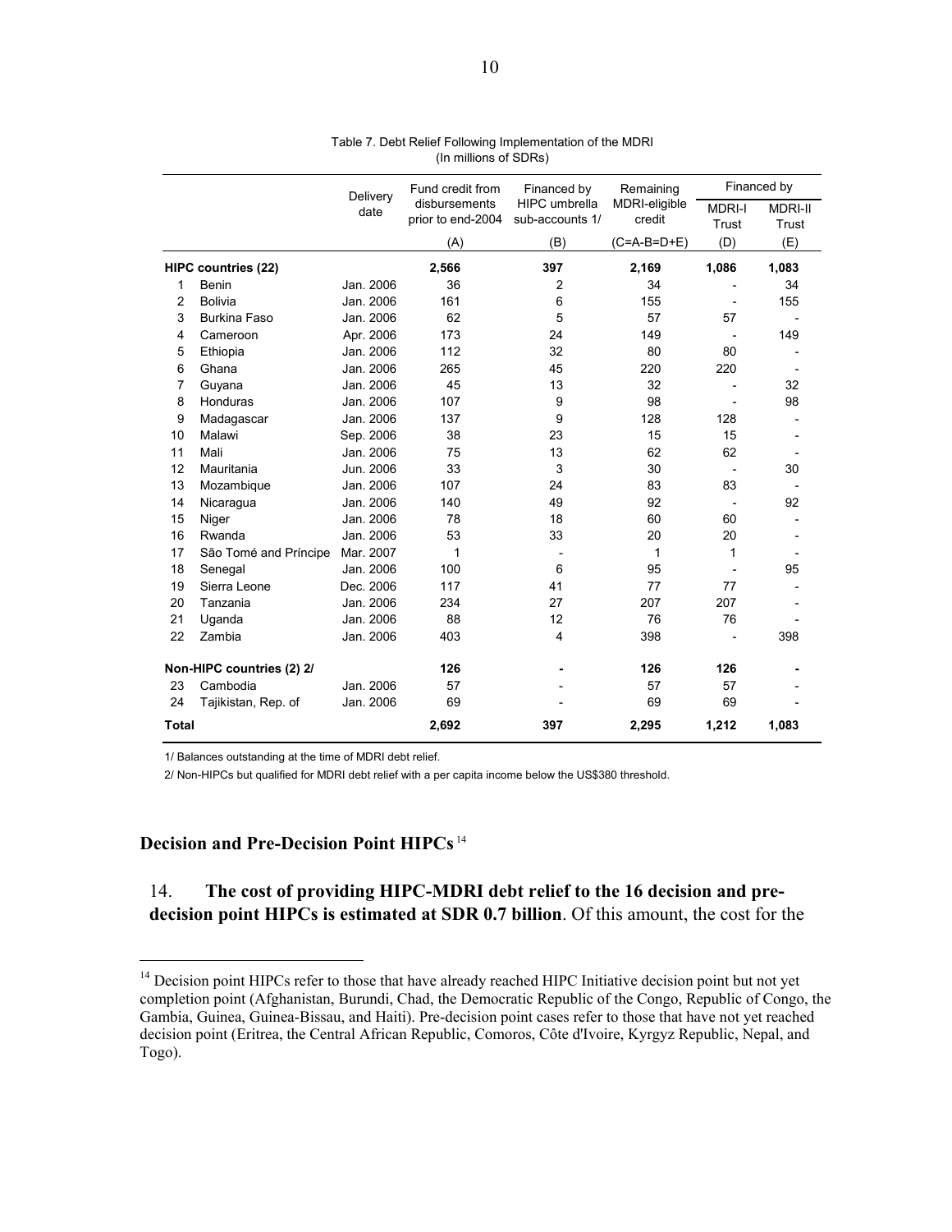Table 7. Debt Relief Following Implementation of the MDRI
(In millions of SDRs)

| | | Delivery date | Fund credit from disbursements prior to end-2004 | Financed by HIPC umbrella sub-accounts 1/ | Remaining MDRI-eligible credit | Financed by | |
|---|---|---|---|---|---|---|---|
| | | | | | | MDRI-I Trust | MDRI-II Trust |
| | | | (A) | (B) | (C=A-B=D+E) | (D) | (E) |
| **HIPC countries (22)** | | | **2,566** | **397** | **2,169** | **1,086** | **1,083** |
| 1 | Benin | Jan. 2006 | 36 | 2 | 34 | - | 34 |
| 2 | Bolivia | Jan. 2006 | 161 | 6 | 155 | - | 155 |
| 3 | Burkina Faso | Jan. 2006 | 62 | 5 | 57 | 57 | - |
| 4 | Cameroon | Apr. 2006 | 173 | 24 | 149 | - | 149 |
| 5 | Ethiopia | Jan. 2006 | 112 | 32 | 80 | 80 | - |
| 6 | Ghana | Jan. 2006 | 265 | 45 | 220 | 220 | - |
| 7 | Guyana | Jan. 2006 | 45 | 13 | 32 | - | 32 |
| 8 | Honduras | Jan. 2006 | 107 | 9 | 98 | - | 98 |
| 9 | Madagascar | Jan. 2006 | 137 | 9 | 128 | 128 | - |
| 10 | Malawi | Sep. 2006 | 38 | 23 | 15 | 15 | - |
| 11 | Mali | Jan. 2006 | 75 | 13 | 62 | 62 | - |
| 12 | Mauritania | Jun. 2006 | 33 | 3 | 30 | - | 30 |
| 13 | Mozambique | Jan. 2006 | 107 | 24 | 83 | 83 | - |
| 14 | Nicaragua | Jan. 2006 | 140 | 49 | 92 | - | 92 |
| 15 | Niger | Jan. 2006 | 78 | 18 | 60 | 60 | - |
| 16 | Rwanda | Jan. 2006 | 53 | 33 | 20 | 20 | - |
| 17 | São Tomé and Príncipe | Mar. 2007 | 1 | - | 1 | 1 | - |
| 18 | Senegal | Jan. 2006 | 100 | 6 | 95 | - | 95 |
| 19 | Sierra Leone | Dec. 2006 | 117 | 41 | 77 | 77 | - |
| 20 | Tanzania | Jan. 2006 | 234 | 27 | 207 | 207 | - |
| 21 | Uganda | Jan. 2006 | 88 | 12 | 76 | 76 | - |
| 22 | Zambia | Jan. 2006 | 403 | 4 | 398 | - | 398 |
| **Non-HIPC countries (2) 2/** | | | **126** | **-** | **126** | **126** | **-** |
| 23 | Cambodia | Jan. 2006 | 57 | - | 57 | 57 | - |
| 24 | Tajikistan, Rep. of | Jan. 2006 | 69 | - | 69 | 69 | - |
| **Total** | | | **2,692** | **397** | **2,295** | **1,212** | **1,083** |

1/ Balances outstanding at the time of MDRI debt relief.

2/ Non-HIPCs but qualified for MDRI debt relief with a per capita income below the US$380 threshold.

## Decision and Pre-Decision Point HIPCs[14]

14. **The cost of providing HIPC-MDRI debt relief to the 16 decision and pre-decision point HIPCs is estimated at SDR 0.7 billion**. Of this amount, the cost for the

[14] Decision point HIPCs refer to those that have already reached HIPC Initiative decision point but not yet completion point (Afghanistan, Burundi, Chad, the Democratic Republic of the Congo, Republic of Congo, the Gambia, Guinea, Guinea-Bissau, and Haiti). Pre-decision point cases refer to those that have not yet reached decision point (Eritrea, the Central African Republic, Comoros, Côte d'Ivoire, Kyrgyz Republic, Nepal, and Togo).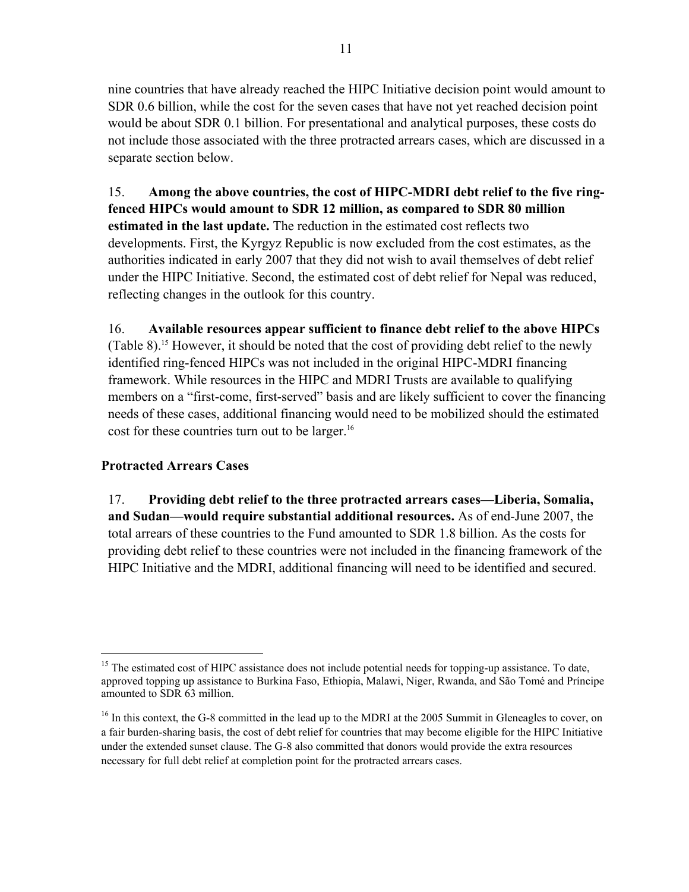nine countries that have already reached the HIPC Initiative decision point would amount to SDR 0.6 billion, while the cost for the seven cases that have not yet reached decision point would be about SDR 0.1 billion. For presentational and analytical purposes, these costs do not include those associated with the three protracted arrears cases, which are discussed in a separate section below.

15. **Among the above countries, the cost of HIPC-MDRI debt relief to the five ring-fenced HIPCs would amount to SDR 12 million, as compared to SDR 80 million estimated in the last update.** The reduction in the estimated cost reflects two developments. First, the Kyrgyz Republic is now excluded from the cost estimates, as the authorities indicated in early 2007 that they did not wish to avail themselves of debt relief under the HIPC Initiative. Second, the estimated cost of debt relief for Nepal was reduced, reflecting changes in the outlook for this country.

16. **Available resources appear sufficient to finance debt relief to the above HIPCs** (Table 8).[15] However, it should be noted that the cost of providing debt relief to the newly identified ring-fenced HIPCs was not included in the original HIPC-MDRI financing framework. While resources in the HIPC and MDRI Trusts are available to qualifying members on a "first-come, first-served" basis and are likely sufficient to cover the financing needs of these cases, additional financing would need to be mobilized should the estimated cost for these countries turn out to be larger.[16]

### Protracted Arrears Cases

17. **Providing debt relief to the three protracted arrears cases—Liberia, Somalia, and Sudan—would require substantial additional resources.** As of end-June 2007, the total arrears of these countries to the Fund amounted to SDR 1.8 billion. As the costs for providing debt relief to these countries were not included in the financing framework of the HIPC Initiative and the MDRI, additional financing will need to be identified and secured.

---

[15] The estimated cost of HIPC assistance does not include potential needs for topping-up assistance. To date, approved topping up assistance to Burkina Faso, Ethiopia, Malawi, Niger, Rwanda, and São Tomé and Príncipe amounted to SDR 63 million.

[16] In this context, the G-8 committed in the lead up to the MDRI at the 2005 Summit in Gleneagles to cover, on a fair burden-sharing basis, the cost of debt relief for countries that may become eligible for the HIPC Initiative under the extended sunset clause. The G-8 also committed that donors would provide the extra resources necessary for full debt relief at completion point for the protracted arrears cases.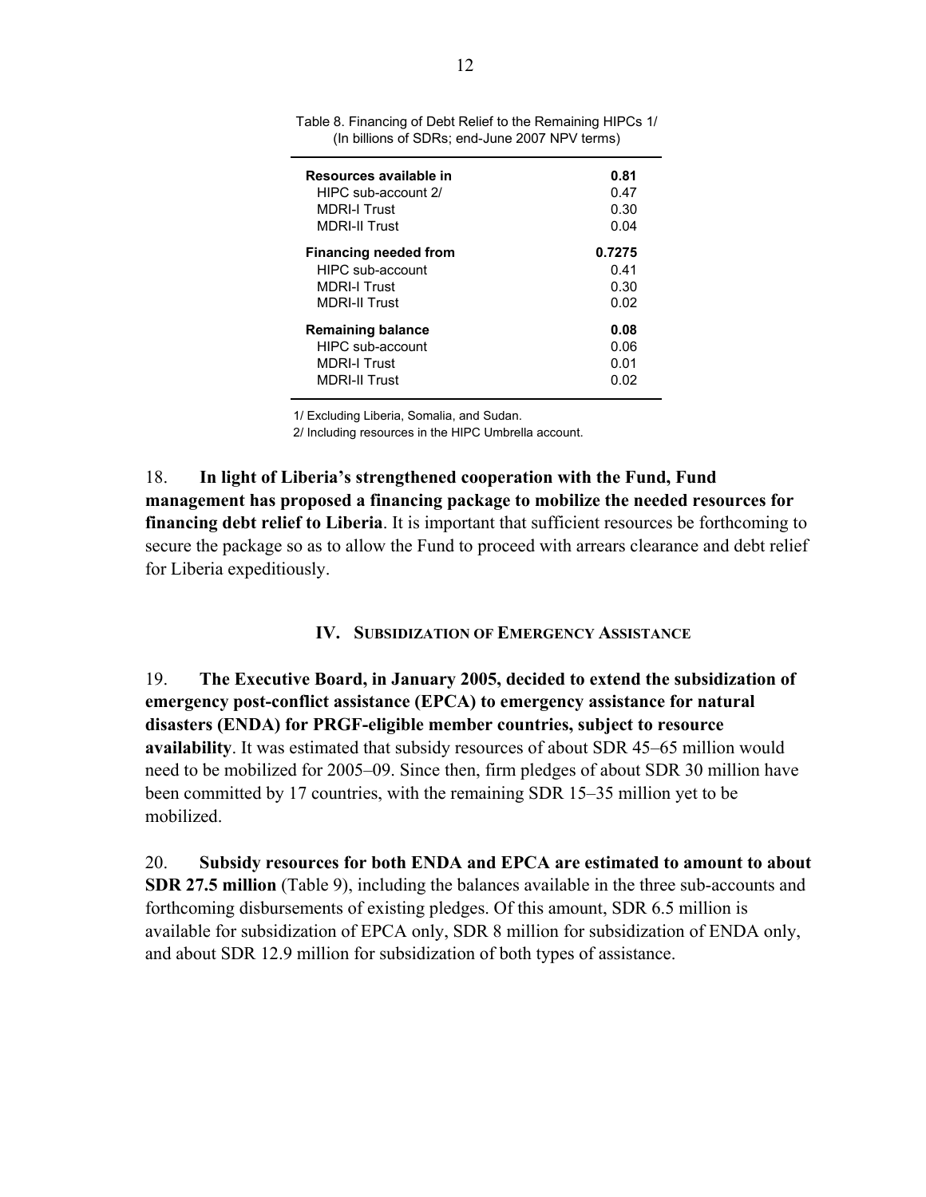Table 8. Financing of Debt Relief to the Remaining HIPCs 1/
(In billions of SDRs; end-June 2007 NPV terms)

| | |
|---|---|
| **Resources available in** | **0.81** |
| HIPC sub-account 2/ | 0.47 |
| MDRI-I Trust | 0.30 |
| MDRI-II Trust | 0.04 |
| **Financing needed from** | **0.7275** |
| HIPC sub-account | 0.41 |
| MDRI-I Trust | 0.30 |
| MDRI-II Trust | 0.02 |
| **Remaining balance** | **0.08** |
| HIPC sub-account | 0.06 |
| MDRI-I Trust | 0.01 |
| MDRI-II Trust | 0.02 |

1/ Excluding Liberia, Somalia, and Sudan.
2/ Including resources in the HIPC Umbrella account.

18. **In light of Liberia's strengthened cooperation with the Fund, Fund management has proposed a financing package to mobilize the needed resources for financing debt relief to Liberia**. It is important that sufficient resources be forthcoming to secure the package so as to allow the Fund to proceed with arrears clearance and debt relief for Liberia expeditiously.

## IV. Subsidization of Emergency Assistance

19. **The Executive Board, in January 2005, decided to extend the subsidization of emergency post-conflict assistance (EPCA) to emergency assistance for natural disasters (ENDA) for PRGF-eligible member countries, subject to resource availability**. It was estimated that subsidy resources of about SDR 45–65 million would need to be mobilized for 2005–09. Since then, firm pledges of about SDR 30 million have been committed by 17 countries, with the remaining SDR 15–35 million yet to be mobilized.

20. **Subsidy resources for both ENDA and EPCA are estimated to amount to about SDR 27.5 million** (Table 9), including the balances available in the three sub-accounts and forthcoming disbursements of existing pledges. Of this amount, SDR 6.5 million is available for subsidization of EPCA only, SDR 8 million for subsidization of ENDA only, and about SDR 12.9 million for subsidization of both types of assistance.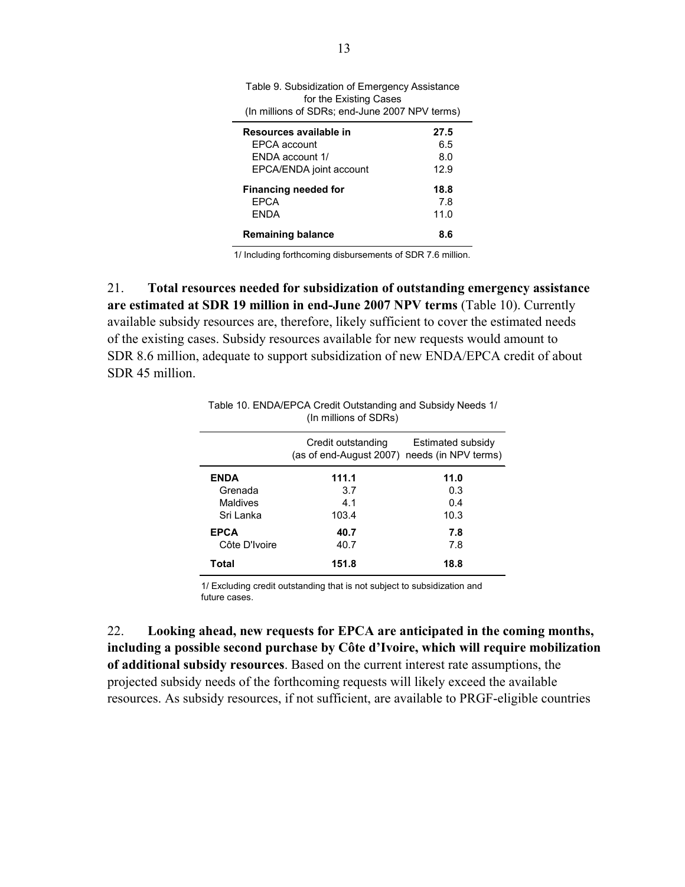Table 9. Subsidization of Emergency Assistance for the Existing Cases
(In millions of SDRs; end-June 2007 NPV terms)

| | |
|---|---|
| **Resources available in** | **27.5** |
| EPCA account | 6.5 |
| ENDA account 1/ | 8.0 |
| EPCA/ENDA joint account | 12.9 |
| **Financing needed for** | **18.8** |
| EPCA | 7.8 |
| ENDA | 11.0 |
| **Remaining balance** | **8.6** |

1/ Including forthcoming disbursements of SDR 7.6 million.

21. **Total resources needed for subsidization of outstanding emergency assistance are estimated at SDR 19 million in end-June 2007 NPV terms** (Table 10). Currently available subsidy resources are, therefore, likely sufficient to cover the estimated needs of the existing cases. Subsidy resources available for new requests would amount to SDR 8.6 million, adequate to support subsidization of new ENDA/EPCA credit of about SDR 45 million.

Table 10. ENDA/EPCA Credit Outstanding and Subsidy Needs 1/
(In millions of SDRs)

| | Credit outstanding (as of end-August 2007) | Estimated subsidy needs (in NPV terms) |
|---|---|---|
| **ENDA** | **111.1** | **11.0** |
| Grenada | 3.7 | 0.3 |
| Maldives | 4.1 | 0.4 |
| Sri Lanka | 103.4 | 10.3 |
| **EPCA** | **40.7** | **7.8** |
| Côte D'Ivoire | 40.7 | 7.8 |
| **Total** | **151.8** | **18.8** |

1/ Excluding credit outstanding that is not subject to subsidization and future cases.

22. **Looking ahead, new requests for EPCA are anticipated in the coming months, including a possible second purchase by Côte d'Ivoire, which will require mobilization of additional subsidy resources**. Based on the current interest rate assumptions, the projected subsidy needs of the forthcoming requests will likely exceed the available resources. As subsidy resources, if not sufficient, are available to PRGF-eligible countries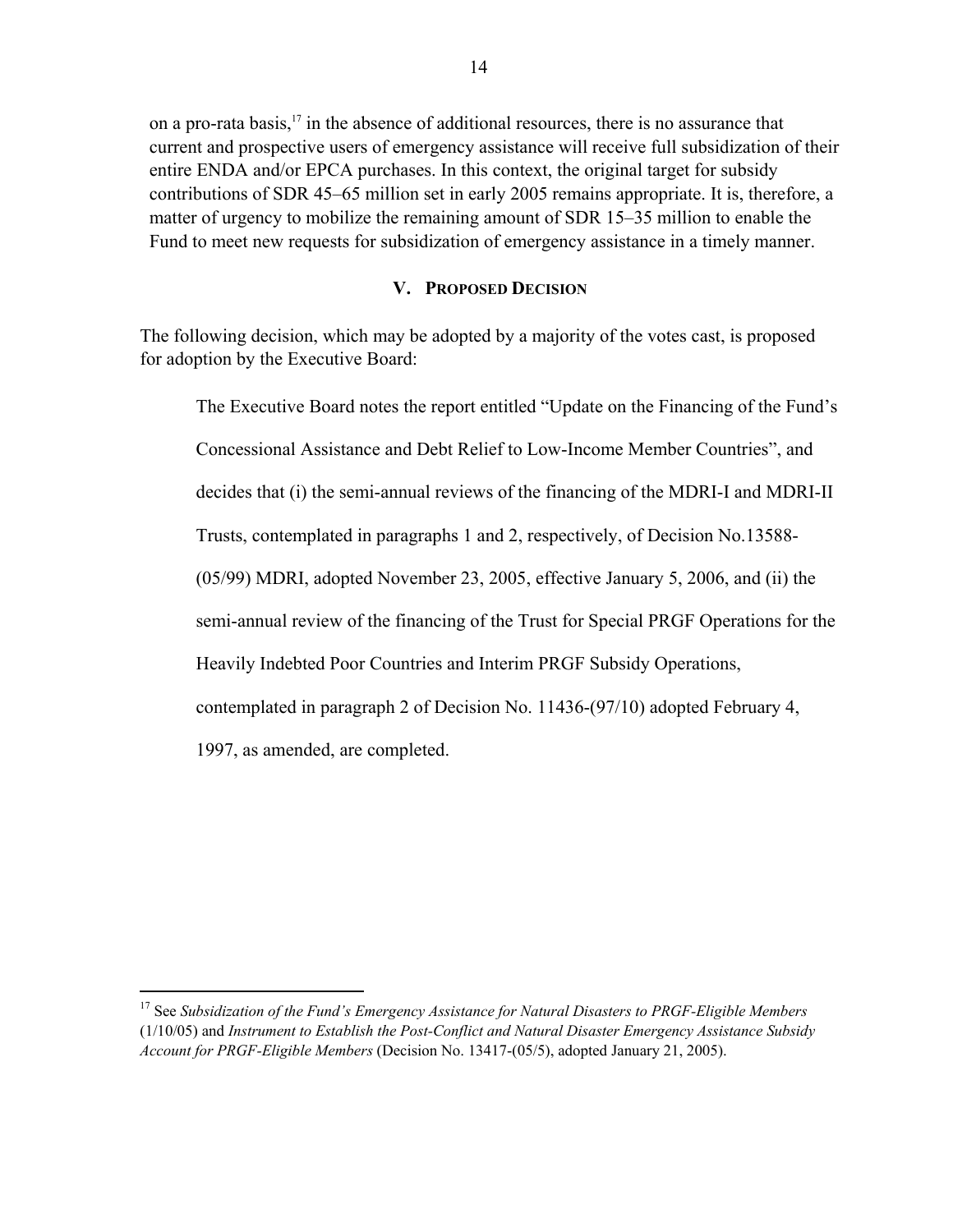on a pro-rata basis,[17] in the absence of additional resources, there is no assurance that current and prospective users of emergency assistance will receive full subsidization of their entire ENDA and/or EPCA purchases. In this context, the original target for subsidy contributions of SDR 45–65 million set in early 2005 remains appropriate. It is, therefore, a matter of urgency to mobilize the remaining amount of SDR 15–35 million to enable the Fund to meet new requests for subsidization of emergency assistance in a timely manner.

## V. Proposed Decision

The following decision, which may be adopted by a majority of the votes cast, is proposed for adoption by the Executive Board:

> The Executive Board notes the report entitled "Update on the Financing of the Fund's Concessional Assistance and Debt Relief to Low-Income Member Countries", and decides that (i) the semi-annual reviews of the financing of the MDRI-I and MDRI-II Trusts, contemplated in paragraphs 1 and 2, respectively, of Decision No.13588-(05/99) MDRI, adopted November 23, 2005, effective January 5, 2006, and (ii) the semi-annual review of the financing of the Trust for Special PRGF Operations for the Heavily Indebted Poor Countries and Interim PRGF Subsidy Operations, contemplated in paragraph 2 of Decision No. 11436-(97/10) adopted February 4, 1997, as amended, are completed.

---

[17] See *Subsidization of the Fund's Emergency Assistance for Natural Disasters to PRGF-Eligible Members* (1/10/05) and *Instrument to Establish the Post-Conflict and Natural Disaster Emergency Assistance Subsidy Account for PRGF-Eligible Members* (Decision No. 13417-(05/5), adopted January 21, 2005).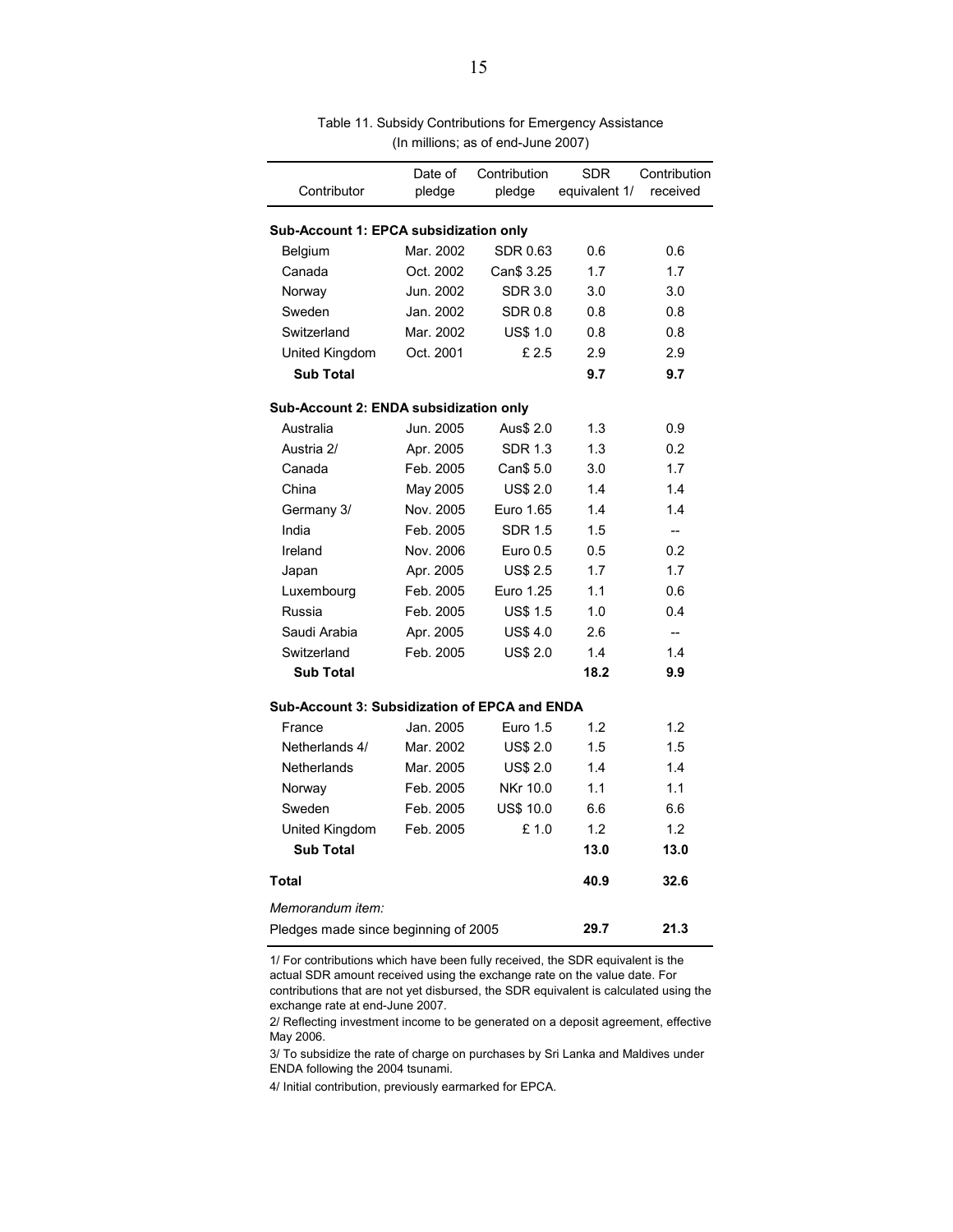Table 11. Subsidy Contributions for Emergency Assistance
(In millions; as of end-June 2007)

| Contributor | Date of pledge | Contribution pledge | SDR equivalent 1/ | Contribution received |
|---|---|---|---|---|
| **Sub-Account 1: EPCA subsidization only** | | | | |
| Belgium | Mar. 2002 | SDR 0.63 | 0.6 | 0.6 |
| Canada | Oct. 2002 | Can$ 3.25 | 1.7 | 1.7 |
| Norway | Jun. 2002 | SDR 3.0 | 3.0 | 3.0 |
| Sweden | Jan. 2002 | SDR 0.8 | 0.8 | 0.8 |
| Switzerland | Mar. 2002 | US$ 1.0 | 0.8 | 0.8 |
| United Kingdom | Oct. 2001 | £ 2.5 | 2.9 | 2.9 |
| **Sub Total** | | | **9.7** | **9.7** |
| **Sub-Account 2: ENDA subsidization only** | | | | |
| Australia | Jun. 2005 | Aus$ 2.0 | 1.3 | 0.9 |
| Austria 2/ | Apr. 2005 | SDR 1.3 | 1.3 | 0.2 |
| Canada | Feb. 2005 | Can$ 5.0 | 3.0 | 1.7 |
| China | May 2005 | US$ 2.0 | 1.4 | 1.4 |
| Germany 3/ | Nov. 2005 | Euro 1.65 | 1.4 | 1.4 |
| India | Feb. 2005 | SDR 1.5 | 1.5 | -- |
| Ireland | Nov. 2006 | Euro 0.5 | 0.5 | 0.2 |
| Japan | Apr. 2005 | US$ 2.5 | 1.7 | 1.7 |
| Luxembourg | Feb. 2005 | Euro 1.25 | 1.1 | 0.6 |
| Russia | Feb. 2005 | US$ 1.5 | 1.0 | 0.4 |
| Saudi Arabia | Apr. 2005 | US$ 4.0 | 2.6 | -- |
| Switzerland | Feb. 2005 | US$ 2.0 | 1.4 | 1.4 |
| **Sub Total** | | | **18.2** | **9.9** |
| **Sub-Account 3: Subsidization of EPCA and ENDA** | | | | |
| France | Jan. 2005 | Euro 1.5 | 1.2 | 1.2 |
| Netherlands 4/ | Mar. 2002 | US$ 2.0 | 1.5 | 1.5 |
| Netherlands | Mar. 2005 | US$ 2.0 | 1.4 | 1.4 |
| Norway | Feb. 2005 | NKr 10.0 | 1.1 | 1.1 |
| Sweden | Feb. 2005 | US$ 10.0 | 6.6 | 6.6 |
| United Kingdom | Feb. 2005 | £ 1.0 | 1.2 | 1.2 |
| **Sub Total** | | | **13.0** | **13.0** |
| **Total** | | | **40.9** | **32.6** |
| *Memorandum item:* | | | | |
| Pledges made since beginning of 2005 | | | **29.7** | **21.3** |

1/ For contributions which have been fully received, the SDR equivalent is the actual SDR amount received using the exchange rate on the value date. For contributions that are not yet disbursed, the SDR equivalent is calculated using the exchange rate at end-June 2007.

2/ Reflecting investment income to be generated on a deposit agreement, effective May 2006.

3/ To subsidize the rate of charge on purchases by Sri Lanka and Maldives under ENDA following the 2004 tsunami.

4/ Initial contribution, previously earmarked for EPCA.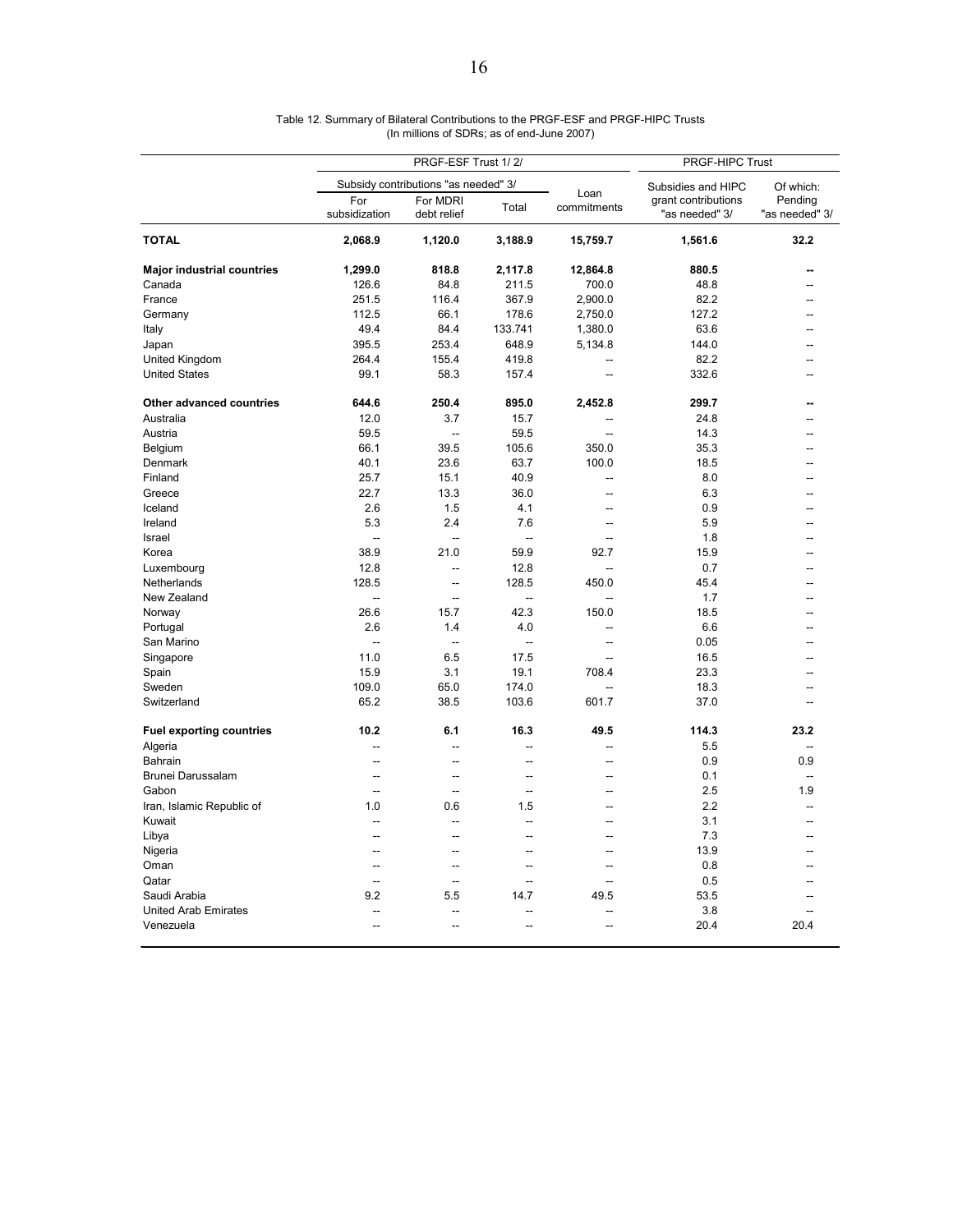Table 12. Summary of Bilateral Contributions to the PRGF-ESF and PRGF-HIPC Trusts
(In millions of SDRs; as of end-June 2007)

| | PRGF-ESF Trust 1/ 2/ | | | | PRGF-HIPC Trust | |
|---|---|---|---|---|---|---|
| | Subsidy contributions "as needed" 3/ | | | Loan commitments | Subsidies and HIPC grant contributions "as needed" 3/ | Of which: Pending "as needed" 3/ |
| | For subsidization | For MDRI debt relief | Total | | | |
| **TOTAL** | **2,068.9** | **1,120.0** | **3,188.9** | **15,759.7** | **1,561.6** | **32.2** |
| **Major industrial countries** | **1,299.0** | **818.8** | **2,117.8** | **12,864.8** | **880.5** | **--** |
| Canada | 126.6 | 84.8 | 211.5 | 700.0 | 48.8 | -- |
| France | 251.5 | 116.4 | 367.9 | 2,900.0 | 82.2 | -- |
| Germany | 112.5 | 66.1 | 178.6 | 2,750.0 | 127.2 | -- |
| Italy | 49.4 | 84.4 | 133.741 | 1,380.0 | 63.6 | -- |
| Japan | 395.5 | 253.4 | 648.9 | 5,134.8 | 144.0 | -- |
| United Kingdom | 264.4 | 155.4 | 419.8 | -- | 82.2 | -- |
| United States | 99.1 | 58.3 | 157.4 | -- | 332.6 | -- |
| **Other advanced countries** | **644.6** | **250.4** | **895.0** | **2,452.8** | **299.7** | **--** |
| Australia | 12.0 | 3.7 | 15.7 | -- | 24.8 | -- |
| Austria | 59.5 | -- | 59.5 | -- | 14.3 | -- |
| Belgium | 66.1 | 39.5 | 105.6 | 350.0 | 35.3 | -- |
| Denmark | 40.1 | 23.6 | 63.7 | 100.0 | 18.5 | -- |
| Finland | 25.7 | 15.1 | 40.9 | -- | 8.0 | -- |
| Greece | 22.7 | 13.3 | 36.0 | -- | 6.3 | -- |
| Iceland | 2.6 | 1.5 | 4.1 | -- | 0.9 | -- |
| Ireland | 5.3 | 2.4 | 7.6 | -- | 5.9 | -- |
| Israel | -- | -- | -- | -- | 1.8 | -- |
| Korea | 38.9 | 21.0 | 59.9 | 92.7 | 15.9 | -- |
| Luxembourg | 12.8 | -- | 12.8 | -- | 0.7 | -- |
| Netherlands | 128.5 | -- | 128.5 | 450.0 | 45.4 | -- |
| New Zealand | -- | -- | -- | -- | 1.7 | -- |
| Norway | 26.6 | 15.7 | 42.3 | 150.0 | 18.5 | -- |
| Portugal | 2.6 | 1.4 | 4.0 | -- | 6.6 | -- |
| San Marino | -- | -- | -- | -- | 0.05 | -- |
| Singapore | 11.0 | 6.5 | 17.5 | -- | 16.5 | -- |
| Spain | 15.9 | 3.1 | 19.1 | 708.4 | 23.3 | -- |
| Sweden | 109.0 | 65.0 | 174.0 | -- | 18.3 | -- |
| Switzerland | 65.2 | 38.5 | 103.6 | 601.7 | 37.0 | -- |
| **Fuel exporting countries** | **10.2** | **6.1** | **16.3** | **49.5** | **114.3** | **23.2** |
| Algeria | -- | -- | -- | -- | 5.5 | -- |
| Bahrain | -- | -- | -- | -- | 0.9 | 0.9 |
| Brunei Darussalam | -- | -- | -- | -- | 0.1 | -- |
| Gabon | -- | -- | -- | -- | 2.5 | 1.9 |
| Iran, Islamic Republic of | 1.0 | 0.6 | 1.5 | -- | 2.2 | -- |
| Kuwait | -- | -- | -- | -- | 3.1 | -- |
| Libya | -- | -- | -- | -- | 7.3 | -- |
| Nigeria | -- | -- | -- | -- | 13.9 | -- |
| Oman | -- | -- | -- | -- | 0.8 | -- |
| Qatar | -- | -- | -- | -- | 0.5 | -- |
| Saudi Arabia | 9.2 | 5.5 | 14.7 | 49.5 | 53.5 | -- |
| United Arab Emirates | -- | -- | -- | -- | 3.8 | -- |
| Venezuela | -- | -- | -- | -- | 20.4 | 20.4 |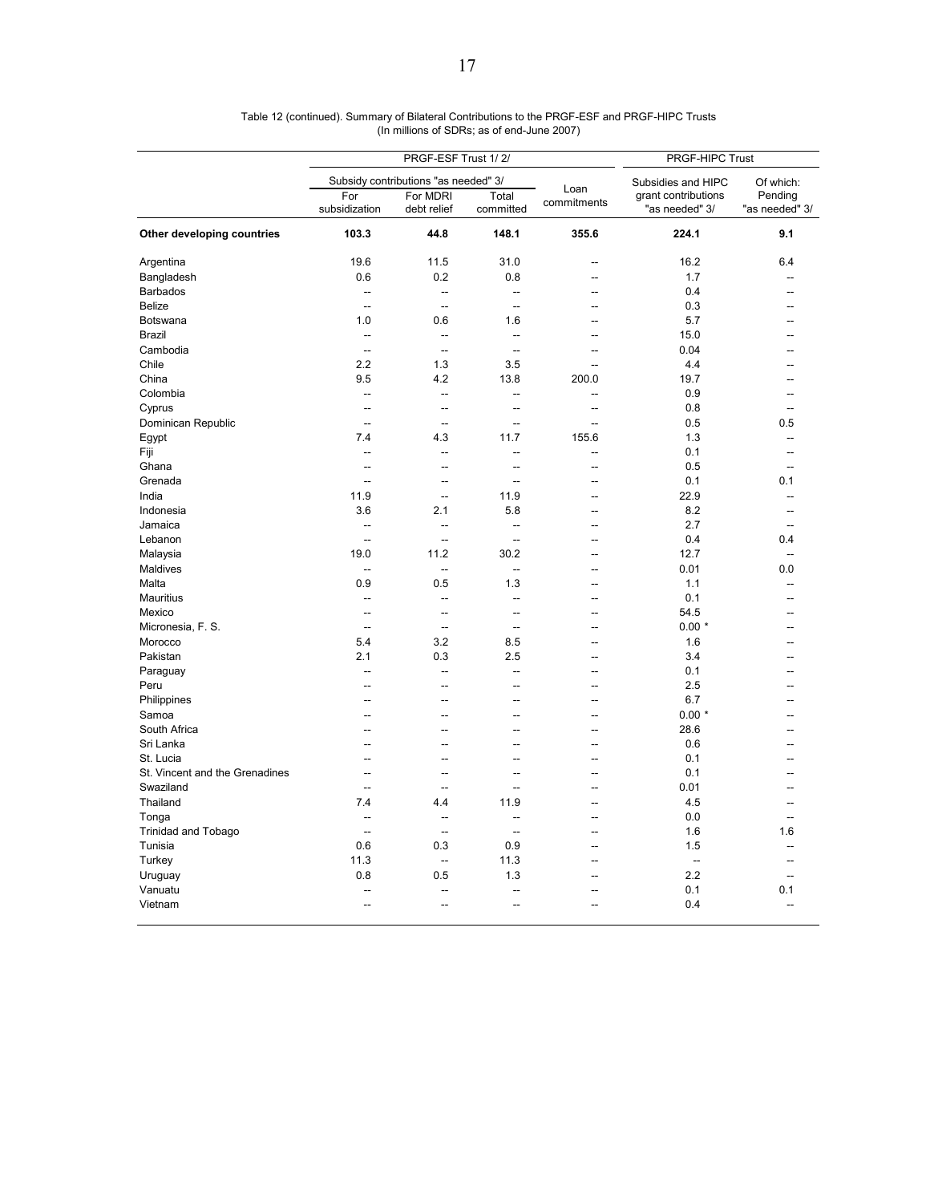Table 12 (continued). Summary of Bilateral Contributions to the PRGF-ESF and PRGF-HIPC Trusts
(In millions of SDRs; as of end-June 2007)

| | PRGF-ESF Trust 1/ 2/ | | | | PRGF-HIPC Trust | |
|---|---|---|---|---|---|---|
| | Subsidy contributions "as needed" 3/ | | | Loan commitments | Subsidies and HIPC grant contributions "as needed" 3/ | Of which: Pending "as needed" 3/ |
| | For subsidization | For MDRI debt relief | Total committed | | | |
| **Other developing countries** | **103.3** | **44.8** | **148.1** | **355.6** | **224.1** | **9.1** |
| Argentina | 19.6 | 11.5 | 31.0 | -- | 16.2 | 6.4 |
| Bangladesh | 0.6 | 0.2 | 0.8 | -- | 1.7 | -- |
| Barbados | -- | -- | -- | -- | 0.4 | -- |
| Belize | -- | -- | -- | -- | 0.3 | -- |
| Botswana | 1.0 | 0.6 | 1.6 | -- | 5.7 | -- |
| Brazil | -- | -- | -- | -- | 15.0 | -- |
| Cambodia | -- | -- | -- | -- | 0.04 | -- |
| Chile | 2.2 | 1.3 | 3.5 | -- | 4.4 | -- |
| China | 9.5 | 4.2 | 13.8 | 200.0 | 19.7 | -- |
| Colombia | -- | -- | -- | -- | 0.9 | -- |
| Cyprus | -- | -- | -- | -- | 0.8 | -- |
| Dominican Republic | -- | -- | -- | -- | 0.5 | 0.5 |
| Egypt | 7.4 | 4.3 | 11.7 | 155.6 | 1.3 | -- |
| Fiji | -- | -- | -- | -- | 0.1 | -- |
| Ghana | -- | -- | -- | -- | 0.5 | -- |
| Grenada | -- | -- | -- | -- | 0.1 | 0.1 |
| India | 11.9 | -- | 11.9 | -- | 22.9 | -- |
| Indonesia | 3.6 | 2.1 | 5.8 | -- | 8.2 | -- |
| Jamaica | -- | -- | -- | -- | 2.7 | -- |
| Lebanon | -- | -- | -- | -- | 0.4 | 0.4 |
| Malaysia | 19.0 | 11.2 | 30.2 | -- | 12.7 | -- |
| Maldives | -- | -- | -- | -- | 0.01 | 0.0 |
| Malta | 0.9 | 0.5 | 1.3 | -- | 1.1 | -- |
| Mauritius | -- | -- | -- | -- | 0.1 | -- |
| Mexico | -- | -- | -- | -- | 54.5 | -- |
| Micronesia, F. S. | -- | -- | -- | -- | 0.00 * | -- |
| Morocco | 5.4 | 3.2 | 8.5 | -- | 1.6 | -- |
| Pakistan | 2.1 | 0.3 | 2.5 | -- | 3.4 | -- |
| Paraguay | -- | -- | -- | -- | 0.1 | -- |
| Peru | -- | -- | -- | -- | 2.5 | -- |
| Philippines | -- | -- | -- | -- | 6.7 | -- |
| Samoa | -- | -- | -- | -- | 0.00 * | -- |
| South Africa | -- | -- | -- | -- | 28.6 | -- |
| Sri Lanka | -- | -- | -- | -- | 0.6 | -- |
| St. Lucia | -- | -- | -- | -- | 0.1 | -- |
| St. Vincent and the Grenadines | -- | -- | -- | -- | 0.1 | -- |
| Swaziland | -- | -- | -- | -- | 0.01 | -- |
| Thailand | 7.4 | 4.4 | 11.9 | -- | 4.5 | -- |
| Tonga | -- | -- | -- | -- | 0.0 | -- |
| Trinidad and Tobago | -- | -- | -- | -- | 1.6 | 1.6 |
| Tunisia | 0.6 | 0.3 | 0.9 | -- | 1.5 | -- |
| Turkey | 11.3 | -- | 11.3 | -- | -- | -- |
| Uruguay | 0.8 | 0.5 | 1.3 | -- | 2.2 | -- |
| Vanuatu | -- | -- | -- | -- | 0.1 | 0.1 |
| Vietnam | -- | -- | -- | -- | 0.4 | -- |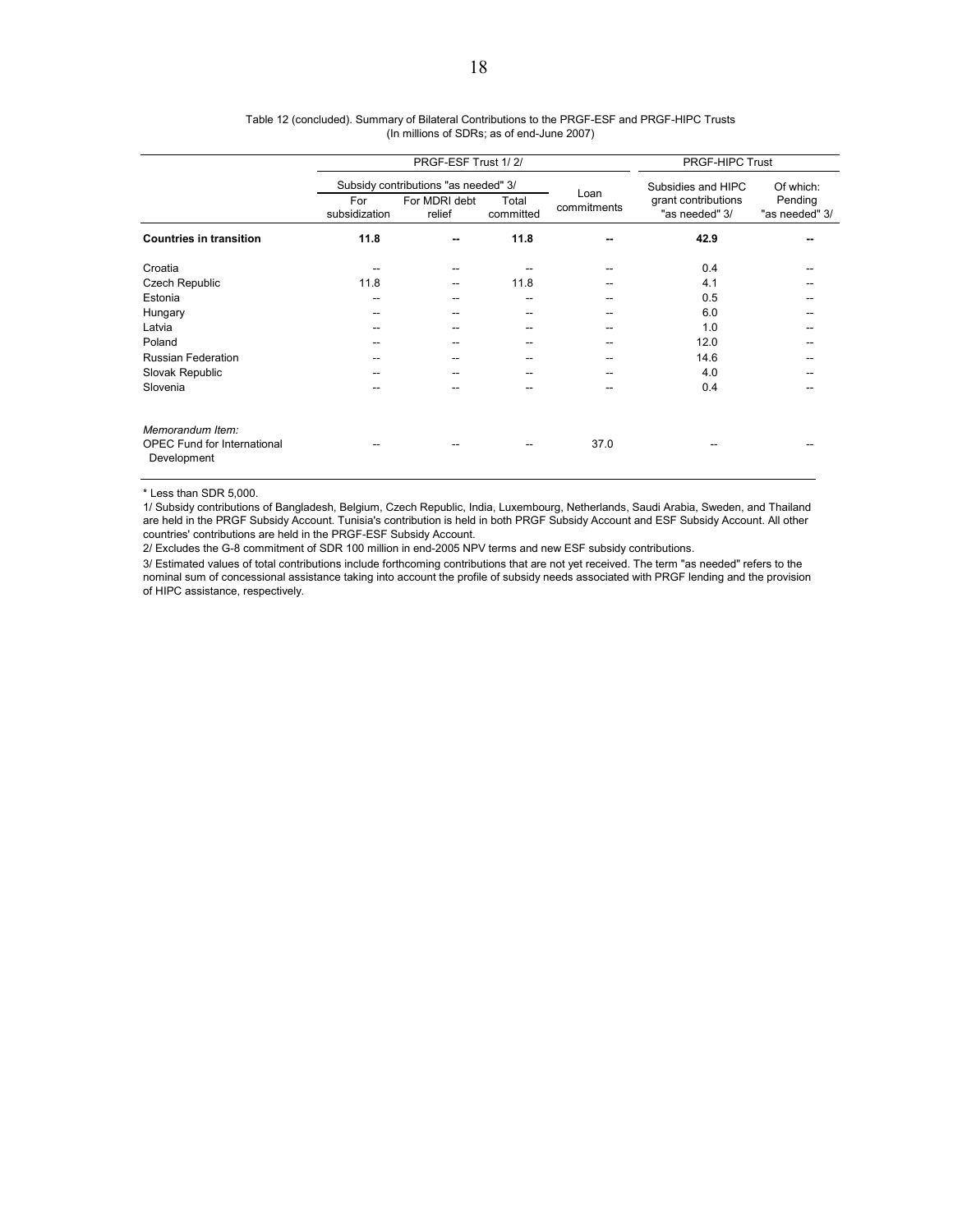Table 12 (concluded). Summary of Bilateral Contributions to the PRGF-ESF and PRGF-HIPC Trusts
(In millions of SDRs; as of end-June 2007)

| | PRGF-ESF Trust 1/ 2/ | | | | PRGF-HIPC Trust | |
|---|---|---|---|---|---|---|
| | Subsidy contributions "as needed" 3/ | | | Loan commitments | Subsidies and HIPC grant contributions "as needed" 3/ | Of which: Pending "as needed" 3/ |
| | For subsidization | For MDRI debt relief | Total committed | | | |
| **Countries in transition** | **11.8** | **--** | **11.8** | **--** | **42.9** | **--** |
| Croatia | -- | -- | -- | -- | 0.4 | -- |
| Czech Republic | 11.8 | -- | 11.8 | -- | 4.1 | -- |
| Estonia | -- | -- | -- | -- | 0.5 | -- |
| Hungary | -- | -- | -- | -- | 6.0 | -- |
| Latvia | -- | -- | -- | -- | 1.0 | -- |
| Poland | -- | -- | -- | -- | 12.0 | -- |
| Russian Federation | -- | -- | -- | -- | 14.6 | -- |
| Slovak Republic | -- | -- | -- | -- | 4.0 | -- |
| Slovenia | -- | -- | -- | -- | 0.4 | -- |
| *Memorandum Item:* | | | | | | |
| OPEC Fund for International Development | -- | -- | -- | 37.0 | -- | -- |

\* Less than SDR 5,000.

1/ Subsidy contributions of Bangladesh, Belgium, Czech Republic, India, Luxembourg, Netherlands, Saudi Arabia, Sweden, and Thailand are held in the PRGF Subsidy Account. Tunisia's contribution is held in both PRGF Subsidy Account and ESF Subsidy Account. All other countries' contributions are held in the PRGF-ESF Subsidy Account.

2/ Excludes the G-8 commitment of SDR 100 million in end-2005 NPV terms and new ESF subsidy contributions.

3/ Estimated values of total contributions include forthcoming contributions that are not yet received. The term "as needed" refers to the nominal sum of concessional assistance taking into account the profile of subsidy needs associated with PRGF lending and the provision of HIPC assistance, respectively.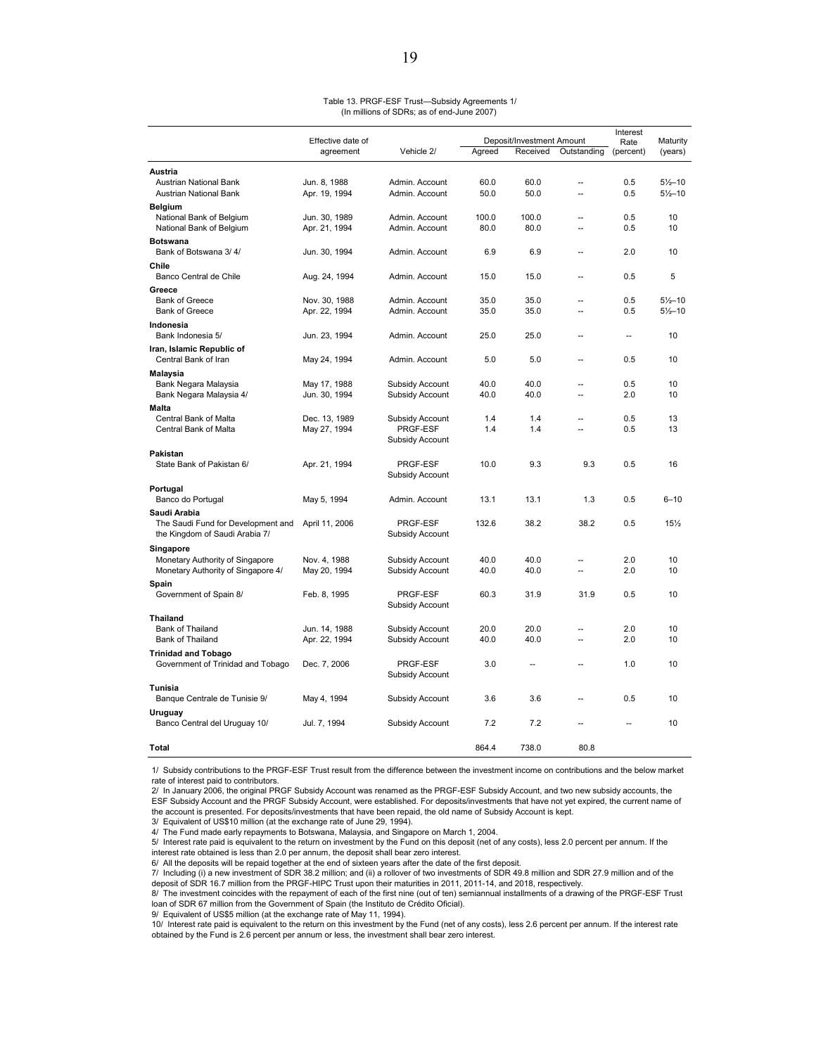Table 13. PRGF-ESF Trust—Subsidy Agreements 1/
(In millions of SDRs; as of end-June 2007)

| | Effective date of agreement | Vehicle 2/ | Deposit/Investment Amount | | | Interest Rate (percent) | Maturity (years) |
|---|---|---|---|---|---|---|---|
| | | | Agreed | Received | Outstanding | | |
| **Austria** | | | | | | | |
| Austrian National Bank | Jun. 8, 1988 | Admin. Account | 60.0 | 60.0 | -- | 0.5 | 5½–10 |
| Austrian National Bank | Apr. 19, 1994 | Admin. Account | 50.0 | 50.0 | -- | 0.5 | 5½–10 |
| **Belgium** | | | | | | | |
| National Bank of Belgium | Jun. 30, 1989 | Admin. Account | 100.0 | 100.0 | -- | 0.5 | 10 |
| National Bank of Belgium | Apr. 21, 1994 | Admin. Account | 80.0 | 80.0 | -- | 0.5 | 10 |
| **Botswana** | | | | | | | |
| Bank of Botswana 3/ 4/ | Jun. 30, 1994 | Admin. Account | 6.9 | 6.9 | -- | 2.0 | 10 |
| **Chile** | | | | | | | |
| Banco Central de Chile | Aug. 24, 1994 | Admin. Account | 15.0 | 15.0 | -- | 0.5 | 5 |
| **Greece** | | | | | | | |
| Bank of Greece | Nov. 30, 1988 | Admin. Account | 35.0 | 35.0 | -- | 0.5 | 5½–10 |
| Bank of Greece | Apr. 22, 1994 | Admin. Account | 35.0 | 35.0 | -- | 0.5 | 5½–10 |
| **Indonesia** | | | | | | | |
| Bank Indonesia 5/ | Jun. 23, 1994 | Admin. Account | 25.0 | 25.0 | -- | -- | 10 |
| **Iran, Islamic Republic of** | | | | | | | |
| Central Bank of Iran | May 24, 1994 | Admin. Account | 5.0 | 5.0 | -- | 0.5 | 10 |
| **Malaysia** | | | | | | | |
| Bank Negara Malaysia | May 17, 1988 | Subsidy Account | 40.0 | 40.0 | -- | 0.5 | 10 |
| Bank Negara Malaysia 4/ | Jun. 30, 1994 | Subsidy Account | 40.0 | 40.0 | -- | 2.0 | 10 |
| **Malta** | | | | | | | |
| Central Bank of Malta | Dec. 13, 1989 | Subsidy Account | 1.4 | 1.4 | -- | 0.5 | 13 |
| Central Bank of Malta | May 27, 1994 | PRGF-ESF Subsidy Account | 1.4 | 1.4 | -- | 0.5 | 13 |
| **Pakistan** | | | | | | | |
| State Bank of Pakistan 6/ | Apr. 21, 1994 | PRGF-ESF Subsidy Account | 10.0 | 9.3 | 9.3 | 0.5 | 16 |
| **Portugal** | | | | | | | |
| Banco do Portugal | May 5, 1994 | Admin. Account | 13.1 | 13.1 | 1.3 | 0.5 | 6–10 |
| **Saudi Arabia** | | | | | | | |
| The Saudi Fund for Development and the Kingdom of Saudi Arabia 7/ | April 11, 2006 | PRGF-ESF Subsidy Account | 132.6 | 38.2 | 38.2 | 0.5 | 15½ |
| **Singapore** | | | | | | | |
| Monetary Authority of Singapore | Nov. 4, 1988 | Subsidy Account | 40.0 | 40.0 | -- | 2.0 | 10 |
| Monetary Authority of Singapore 4/ | May 20, 1994 | Subsidy Account | 40.0 | 40.0 | -- | 2.0 | 10 |
| **Spain** | | | | | | | |
| Government of Spain 8/ | Feb. 8, 1995 | PRGF-ESF Subsidy Account | 60.3 | 31.9 | 31.9 | 0.5 | 10 |
| **Thailand** | | | | | | | |
| Bank of Thailand | Jun. 14, 1988 | Subsidy Account | 20.0 | 20.0 | -- | 2.0 | 10 |
| Bank of Thailand | Apr. 22, 1994 | Subsidy Account | 40.0 | 40.0 | -- | 2.0 | 10 |
| **Trinidad and Tobago** | | | | | | | |
| Government of Trinidad and Tobago | Dec. 7, 2006 | PRGF-ESF Subsidy Account | 3.0 | -- | -- | 1.0 | 10 |
| **Tunisia** | | | | | | | |
| Banque Centrale de Tunisie 9/ | May 4, 1994 | Subsidy Account | 3.6 | 3.6 | -- | 0.5 | 10 |
| **Uruguay** | | | | | | | |
| Banco Central del Uruguay 10/ | Jul. 7, 1994 | Subsidy Account | 7.2 | 7.2 | -- | -- | 10 |
| **Total** | | | 864.4 | 738.0 | 80.8 | | |

1/ Subsidy contributions to the PRGF-ESF Trust result from the difference between the investment income on contributions and the below market rate of interest paid to contributors.

2/ In January 2006, the original PRGF Subsidy Account was renamed as the PRGF-ESF Subsidy Account, and two new subsidy accounts, the ESF Subsidy Account and the PRGF Subsidy Account, were established. For deposits/investments that have not yet expired, the current name of the account is presented. For deposits/investments that have been repaid, the old name of Subsidy Account is kept.

3/ Equivalent of US$10 million (at the exchange rate of June 29, 1994).

4/ The Fund made early repayments to Botswana, Malaysia, and Singapore on March 1, 2004.

5/ Interest rate paid is equivalent to the return on investment by the Fund on this deposit (net of any costs), less 2.0 percent per annum. If the interest rate obtained is less than 2.0 per annum, the deposit shall bear zero interest.

6/ All the deposits will be repaid together at the end of sixteen years after the date of the first deposit.

7/ Including (i) a new investment of SDR 38.2 million; and (ii) a rollover of two investments of SDR 49.8 million and SDR 27.9 million and of the deposit of SDR 16.7 million from the PRGF-HIPC Trust upon their maturities in 2011, 2011-14, and 2018, respectively.

8/ The investment coincides with the repayment of each of the first nine (out of ten) semiannual installments of a drawing of the PRGF-ESF Trust loan of SDR 67 million from the Government of Spain (the Instituto de Crédito Oficial).

9/ Equivalent of US$5 million (at the exchange rate of May 11, 1994).

10/ Interest rate paid is equivalent to the return on this investment by the Fund (net of any costs), less 2.6 percent per annum. If the interest rate obtained by the Fund is 2.6 percent per annum or less, the investment shall bear zero interest.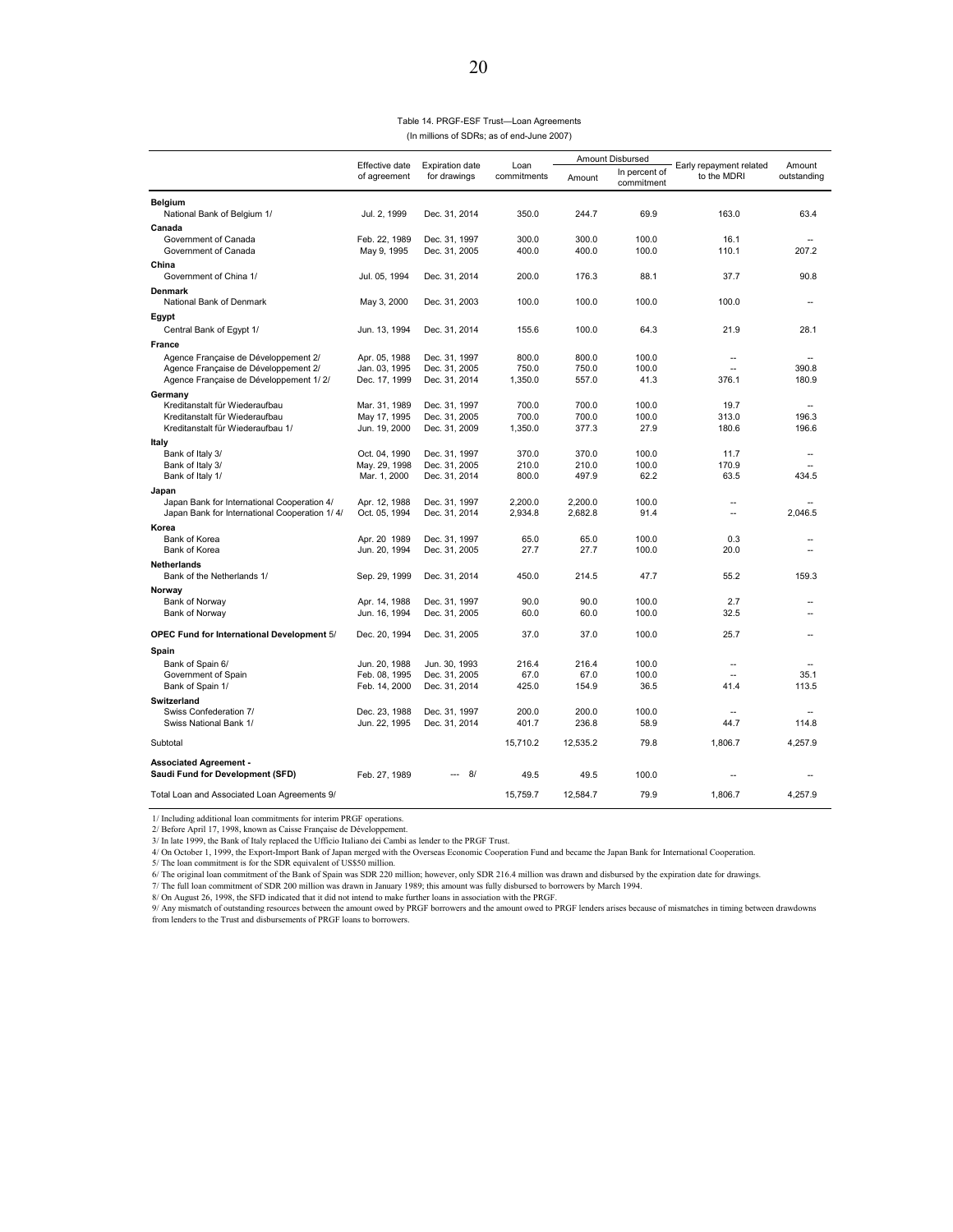Table 14. PRGF-ESF Trust—Loan Agreements

(In millions of SDRs; as of end-June 2007)

| | Effective date of agreement | Expiration date for drawings | Loan commitments | Amount Disbursed | | Early repayment related to the MDRI | Amount outstanding |
|---|---|---|---|---|---|---|---|
| | | | | Amount | In percent of commitment | | |
| **Belgium** | | | | | | | |
| National Bank of Belgium 1/ | Jul. 2, 1999 | Dec. 31, 2014 | 350.0 | 244.7 | 69.9 | 163.0 | 63.4 |
| **Canada** | | | | | | | |
| Government of Canada | Feb. 22, 1989 | Dec. 31, 1997 | 300.0 | 300.0 | 100.0 | 16.1 | -- |
| Government of Canada | May 9, 1995 | Dec. 31, 2005 | 400.0 | 400.0 | 100.0 | 110.1 | 207.2 |
| **China** | | | | | | | |
| Government of China 1/ | Jul. 05, 1994 | Dec. 31, 2014 | 200.0 | 176.3 | 88.1 | 37.7 | 90.8 |
| **Denmark** | | | | | | | |
| National Bank of Denmark | May 3, 2000 | Dec. 31, 2003 | 100.0 | 100.0 | 100.0 | 100.0 | -- |
| **Egypt** | | | | | | | |
| Central Bank of Egypt 1/ | Jun. 13, 1994 | Dec. 31, 2014 | 155.6 | 100.0 | 64.3 | 21.9 | 28.1 |
| **France** | | | | | | | |
| Agence Française de Développement 2/ | Apr. 05, 1988 | Dec. 31, 1997 | 800.0 | 800.0 | 100.0 | -- | -- |
| Agence Française de Développement 2/ | Jan. 03, 1995 | Dec. 31, 2005 | 750.0 | 750.0 | 100.0 | -- | 390.8 |
| Agence Française de Développement 1/ 2/ | Dec. 17, 1999 | Dec. 31, 2014 | 1,350.0 | 557.0 | 41.3 | 376.1 | 180.9 |
| **Germany** | | | | | | | |
| Kreditanstalt für Wiederaufbau | Mar. 31, 1989 | Dec. 31, 1997 | 700.0 | 700.0 | 100.0 | 19.7 | -- |
| Kreditanstalt für Wiederaufbau | May 17, 1995 | Dec. 31, 2005 | 700.0 | 700.0 | 100.0 | 313.0 | 196.3 |
| Kreditanstalt für Wiederaufbau 1/ | Jun. 19, 2000 | Dec. 31, 2009 | 1,350.0 | 377.3 | 27.9 | 180.6 | 196.6 |
| **Italy** | | | | | | | |
| Bank of Italy 3/ | Oct. 04, 1990 | Dec. 31, 1997 | 370.0 | 370.0 | 100.0 | 11.7 | -- |
| Bank of Italy 3/ | May. 29, 1998 | Dec. 31, 2005 | 210.0 | 210.0 | 100.0 | 170.9 | -- |
| Bank of Italy 1/ | Mar. 1, 2000 | Dec. 31, 2014 | 800.0 | 497.9 | 62.2 | 63.5 | 434.5 |
| **Japan** | | | | | | | |
| Japan Bank for International Cooperation 4/ | Apr. 12, 1988 | Dec. 31, 1997 | 2,200.0 | 2,200.0 | 100.0 | -- | -- |
| Japan Bank for International Cooperation 1/ 4/ | Oct. 05, 1994 | Dec. 31, 2014 | 2,934.8 | 2,682.8 | 91.4 | -- | 2,046.5 |
| **Korea** | | | | | | | |
| Bank of Korea | Apr. 20 1989 | Dec. 31, 1997 | 65.0 | 65.0 | 100.0 | 0.3 | -- |
| Bank of Korea | Jun. 20, 1994 | Dec. 31, 2005 | 27.7 | 27.7 | 100.0 | 20.0 | -- |
| **Netherlands** | | | | | | | |
| Bank of the Netherlands 1/ | Sep. 29, 1999 | Dec. 31, 2014 | 450.0 | 214.5 | 47.7 | 55.2 | 159.3 |
| **Norway** | | | | | | | |
| Bank of Norway | Apr. 14, 1988 | Dec. 31, 1997 | 90.0 | 90.0 | 100.0 | 2.7 | -- |
| Bank of Norway | Jun. 16, 1994 | Dec. 31, 2005 | 60.0 | 60.0 | 100.0 | 32.5 | -- |
| **OPEC Fund for International Development** 5/ | Dec. 20, 1994 | Dec. 31, 2005 | 37.0 | 37.0 | 100.0 | 25.7 | -- |
| **Spain** | | | | | | | |
| Bank of Spain 6/ | Jun. 20, 1988 | Jun. 30, 1993 | 216.4 | 216.4 | 100.0 | -- | -- |
| Government of Spain | Feb. 08, 1995 | Dec. 31, 2005 | 67.0 | 67.0 | 100.0 | -- | 35.1 |
| Bank of Spain 1/ | Feb. 14, 2000 | Dec. 31, 2014 | 425.0 | 154.9 | 36.5 | 41.4 | 113.5 |
| **Switzerland** | | | | | | | |
| Swiss Confederation 7/ | Dec. 23, 1988 | Dec. 31, 1997 | 200.0 | 200.0 | 100.0 | -- | -- |
| Swiss National Bank 1/ | Jun. 22, 1995 | Dec. 31, 2014 | 401.7 | 236.8 | 58.9 | 44.7 | 114.8 |
| Subtotal | | | 15,710.2 | 12,535.2 | 79.8 | 1,806.7 | 4,257.9 |
| **Associated Agreement - Saudi Fund for Development (SFD)** | Feb. 27, 1989 | --- 8/ | 49.5 | 49.5 | 100.0 | -- | -- |
| Total Loan and Associated Loan Agreements 9/ | | | 15,759.7 | 12,584.7 | 79.9 | 1,806.7 | 4,257.9 |

1/ Including additional loan commitments for interim PRGF operations.
2/ Before April 17, 1998, known as Caisse Française de Développement.
3/ In late 1999, the Bank of Italy replaced the Ufficio Italiano dei Cambi as lender to the PRGF Trust.
4/ On October 1, 1999, the Export-Import Bank of Japan merged with the Overseas Economic Cooperation Fund and became the Japan Bank for International Cooperation.
5/ The loan commitment is for the SDR equivalent of US$50 million.
6/ The original loan commitment of the Bank of Spain was SDR 220 million; however, only SDR 216.4 million was drawn and disbursed by the expiration date for drawings.
7/ The full loan commitment of SDR 200 million was drawn in January 1989; this amount was fully disbursed to borrowers by March 1994.
8/ On August 26, 1998, the SFD indicated that it did not intend to make further loans in association with the PRGF.
9/ Any mismatch of outstanding resources between the amount owed by PRGF borrowers and the amount owed to PRGF lenders arises because of mismatches in timing between drawdowns from lenders to the Trust and disbursements of PRGF loans to borrowers.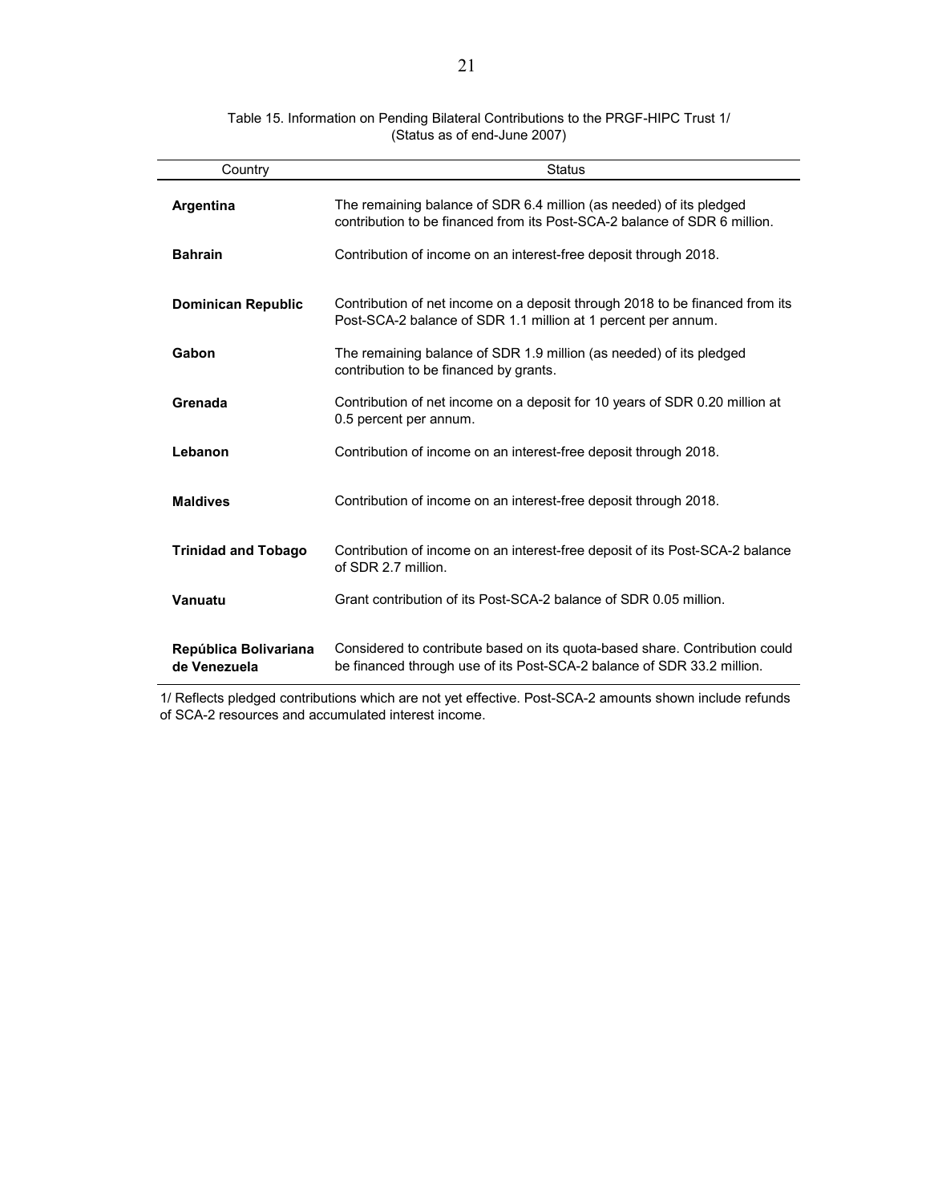Table 15. Information on Pending Bilateral Contributions to the PRGF-HIPC Trust 1/
(Status as of end-June 2007)

| Country | Status |
|---|---|
| **Argentina** | The remaining balance of SDR 6.4 million (as needed) of its pledged contribution to be financed from its Post-SCA-2 balance of SDR 6 million. |
| **Bahrain** | Contribution of income on an interest-free deposit through 2018. |
| **Dominican Republic** | Contribution of net income on a deposit through 2018 to be financed from its Post-SCA-2 balance of SDR 1.1 million at 1 percent per annum. |
| **Gabon** | The remaining balance of SDR 1.9 million (as needed) of its pledged contribution to be financed by grants. |
| **Grenada** | Contribution of net income on a deposit for 10 years of SDR 0.20 million at 0.5 percent per annum. |
| **Lebanon** | Contribution of income on an interest-free deposit through 2018. |
| **Maldives** | Contribution of income on an interest-free deposit through 2018. |
| **Trinidad and Tobago** | Contribution of income on an interest-free deposit of its Post-SCA-2 balance of SDR 2.7 million. |
| **Vanuatu** | Grant contribution of its Post-SCA-2 balance of SDR 0.05 million. |
| **República Bolivariana de Venezuela** | Considered to contribute based on its quota-based share. Contribution could be financed through use of its Post-SCA-2 balance of SDR 33.2 million. |

1/ Reflects pledged contributions which are not yet effective. Post-SCA-2 amounts shown include refunds of SCA-2 resources and accumulated interest income.